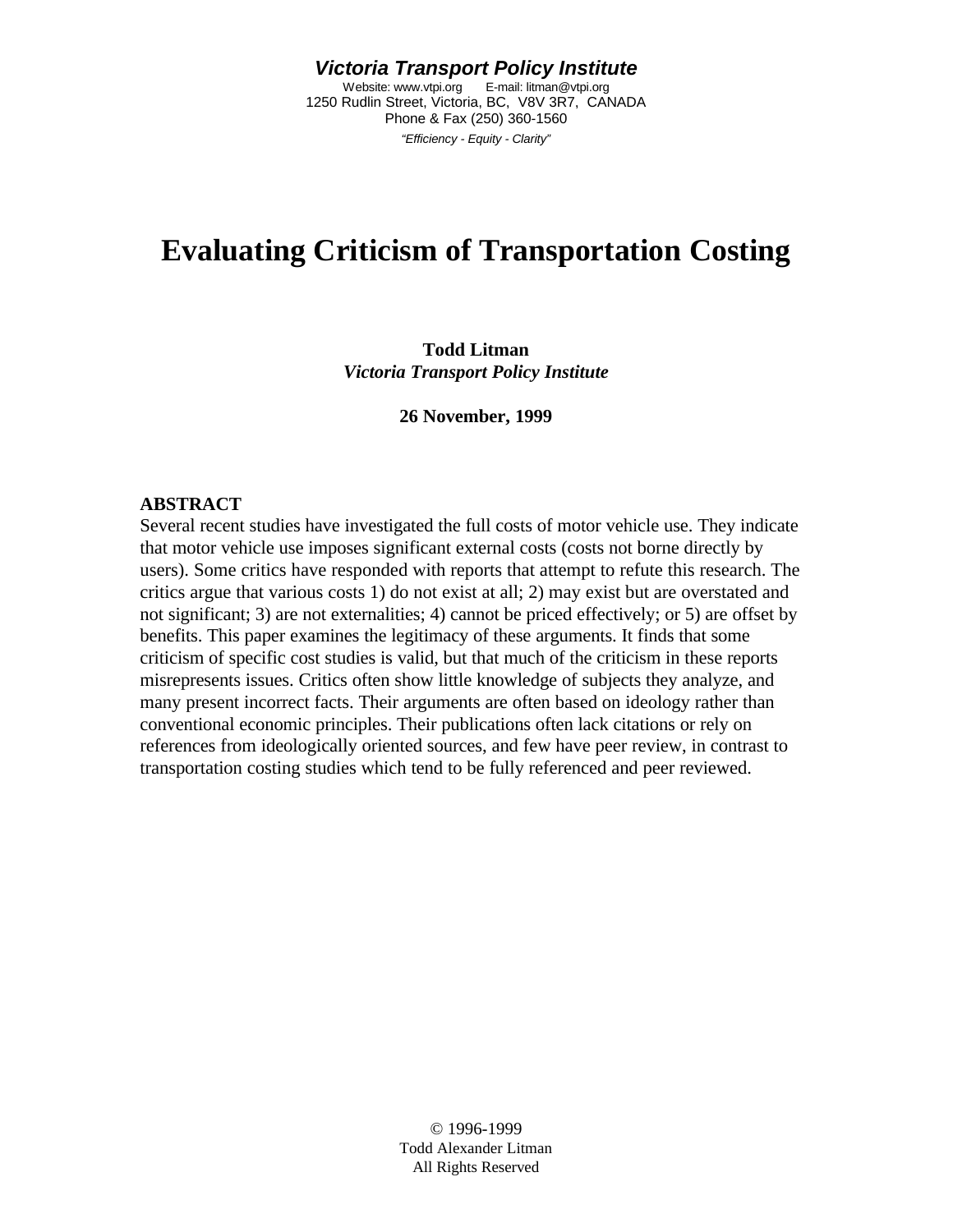***Victoria Transport Policy Institute***

Website: www.vtpi.org E-mail: litman@vtpi.org
1250 Rudlin Street, Victoria, BC, V8V 3R7, CANADA
Phone & Fax (250) 360-1560

*"Efficiency - Equity - Clarity"*

# Evaluating Criticism of Transportation Costing

**Todd Litman**
***Victoria Transport Policy Institute***

**26 November, 1999**

**ABSTRACT**

Several recent studies have investigated the full costs of motor vehicle use. They indicate that motor vehicle use imposes significant external costs (costs not borne directly by users). Some critics have responded with reports that attempt to refute this research. The critics argue that various costs 1) do not exist at all; 2) may exist but are overstated and not significant; 3) are not externalities; 4) cannot be priced effectively; or 5) are offset by benefits. This paper examines the legitimacy of these arguments. It finds that some criticism of specific cost studies is valid, but that much of the criticism in these reports misrepresents issues. Critics often show little knowledge of subjects they analyze, and many present incorrect facts. Their arguments are often based on ideology rather than conventional economic principles. Their publications often lack citations or rely on references from ideologically oriented sources, and few have peer review, in contrast to transportation costing studies which tend to be fully referenced and peer reviewed.

© 1996-1999
Todd Alexander Litman
All Rights Reserved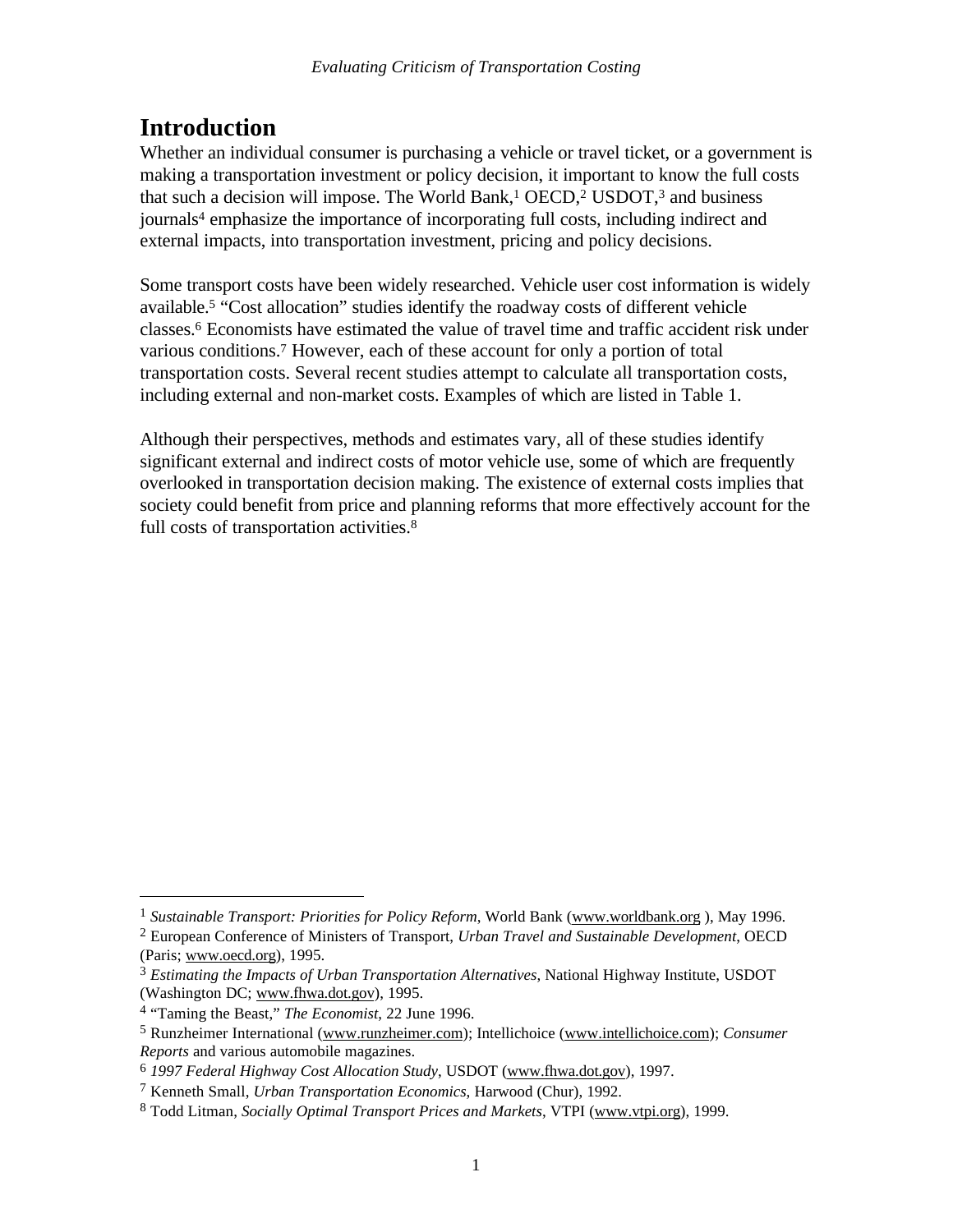# Introduction

Whether an individual consumer is purchasing a vehicle or travel ticket, or a government is making a transportation investment or policy decision, it important to know the full costs that such a decision will impose. The World Bank,[1] OECD,[2] USDOT,[3] and business journals[4] emphasize the importance of incorporating full costs, including indirect and external impacts, into transportation investment, pricing and policy decisions.

Some transport costs have been widely researched. Vehicle user cost information is widely available.[5] "Cost allocation" studies identify the roadway costs of different vehicle classes.[6] Economists have estimated the value of travel time and traffic accident risk under various conditions.[7] However, each of these account for only a portion of total transportation costs. Several recent studies attempt to calculate all transportation costs, including external and non-market costs. Examples of which are listed in Table 1.

Although their perspectives, methods and estimates vary, all of these studies identify significant external and indirect costs of motor vehicle use, some of which are frequently overlooked in transportation decision making. The existence of external costs implies that society could benefit from price and planning reforms that more effectively account for the full costs of transportation activities.[8]

---

[1] *Sustainable Transport: Priorities for Policy Reform*, World Bank (www.worldbank.org ), May 1996.
[2] European Conference of Ministers of Transport, *Urban Travel and Sustainable Development*, OECD (Paris; www.oecd.org), 1995.
[3] *Estimating the Impacts of Urban Transportation Alternatives*, National Highway Institute, USDOT (Washington DC; www.fhwa.dot.gov), 1995.
[4] "Taming the Beast," *The Economist*, 22 June 1996.
[5] Runzheimer International (www.runzheimer.com); Intellichoice (www.intellichoice.com); *Consumer Reports* and various automobile magazines.
[6] *1997 Federal Highway Cost Allocation Study*, USDOT (www.fhwa.dot.gov), 1997.
[7] Kenneth Small, *Urban Transportation Economics*, Harwood (Chur), 1992.
[8] Todd Litman, *Socially Optimal Transport Prices and Markets*, VTPI (www.vtpi.org), 1999.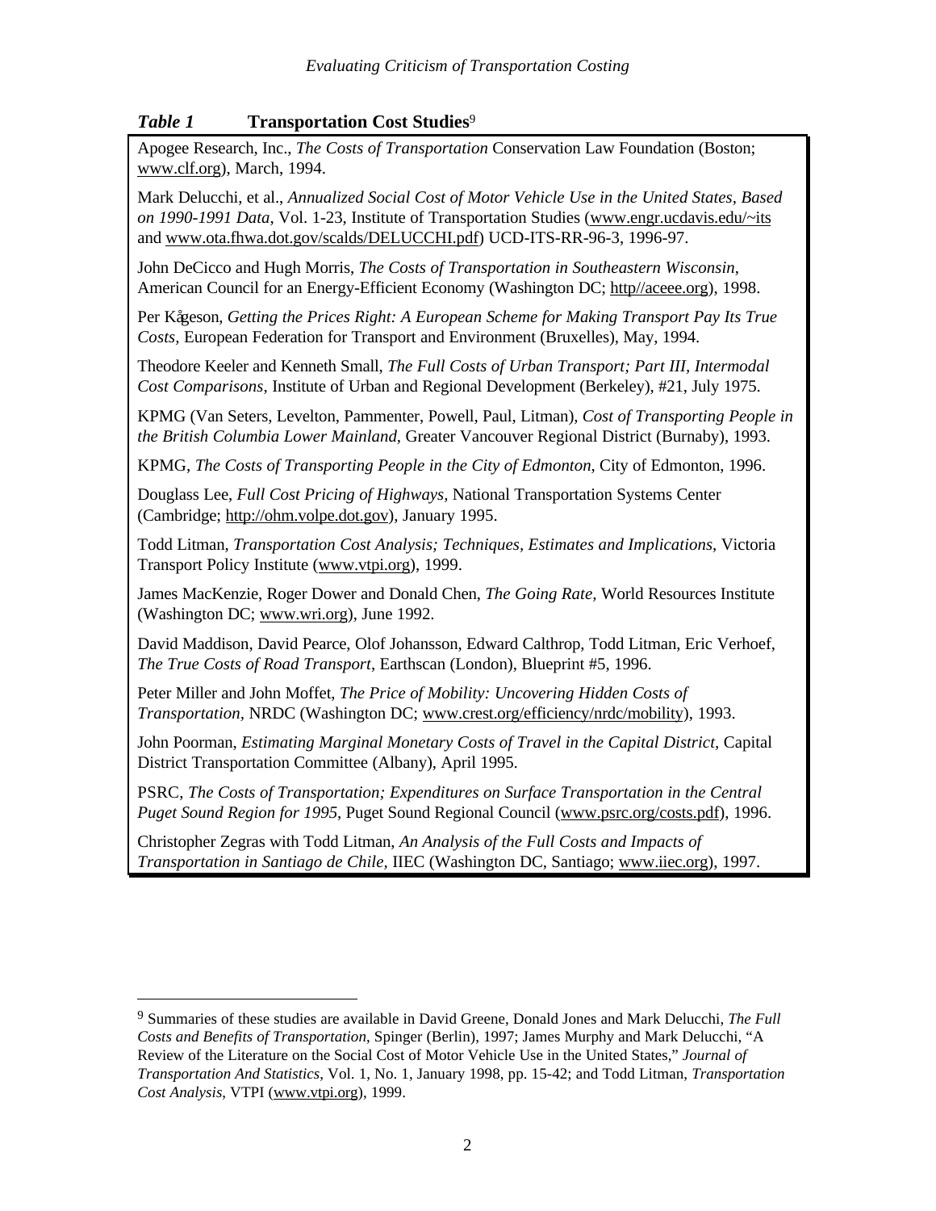*Table 1* **Transportation Cost Studies**[9]

Apogee Research, Inc., *The Costs of Transportation* Conservation Law Foundation (Boston; www.clf.org), March, 1994.

Mark Delucchi, et al., *Annualized Social Cost of Motor Vehicle Use in the United States, Based on 1990-1991 Data*, Vol. 1-23, Institute of Transportation Studies (www.engr.ucdavis.edu/~its and www.ota.fhwa.dot.gov/scalds/DELUCCHI.pdf) UCD-ITS-RR-96-3, 1996-97.

John DeCicco and Hugh Morris, *The Costs of Transportation in Southeastern Wisconsin*, American Council for an Energy-Efficient Economy (Washington DC; http//aceee.org), 1998.

Per Kågeson, *Getting the Prices Right: A European Scheme for Making Transport Pay Its True Costs,* European Federation for Transport and Environment (Bruxelles), May, 1994.

Theodore Keeler and Kenneth Small, *The Full Costs of Urban Transport; Part III, Intermodal Cost Comparisons,* Institute of Urban and Regional Development (Berkeley), #21, July 1975.

KPMG (Van Seters, Levelton, Pammenter, Powell, Paul, Litman), *Cost of Transporting People in the British Columbia Lower Mainland,* Greater Vancouver Regional District (Burnaby), 1993.

KPMG, *The Costs of Transporting People in the City of Edmonton*, City of Edmonton, 1996.

Douglass Lee, *Full Cost Pricing of Highways,* National Transportation Systems Center (Cambridge; http://ohm.volpe.dot.gov), January 1995.

Todd Litman, *Transportation Cost Analysis; Techniques, Estimates and Implications*, Victoria Transport Policy Institute (www.vtpi.org), 1999.

James MacKenzie, Roger Dower and Donald Chen, *The Going Rate,* World Resources Institute (Washington DC; www.wri.org), June 1992.

David Maddison, David Pearce, Olof Johansson, Edward Calthrop, Todd Litman, Eric Verhoef, *The True Costs of Road Transport*, Earthscan (London), Blueprint #5, 1996.

Peter Miller and John Moffet, *The Price of Mobility: Uncovering Hidden Costs of Transportation,* NRDC (Washington DC; www.crest.org/efficiency/nrdc/mobility), 1993.

John Poorman, *Estimating Marginal Monetary Costs of Travel in the Capital District,* Capital District Transportation Committee (Albany), April 1995.

PSRC, *The Costs of Transportation; Expenditures on Surface Transportation in the Central Puget Sound Region for 1995,* Puget Sound Regional Council (www.psrc.org/costs.pdf), 1996.

Christopher Zegras with Todd Litman, *An Analysis of the Full Costs and Impacts of Transportation in Santiago de Chile,* IIEC (Washington DC, Santiago; www.iiec.org), 1997.

---

[9] Summaries of these studies are available in David Greene, Donald Jones and Mark Delucchi, *The Full Costs and Benefits of Transportation*, Spinger (Berlin), 1997; James Murphy and Mark Delucchi, "A Review of the Literature on the Social Cost of Motor Vehicle Use in the United States," *Journal of Transportation And Statistics*, Vol. 1, No. 1, January 1998, pp. 15-42; and Todd Litman, *Transportation Cost Analysis*, VTPI (www.vtpi.org), 1999.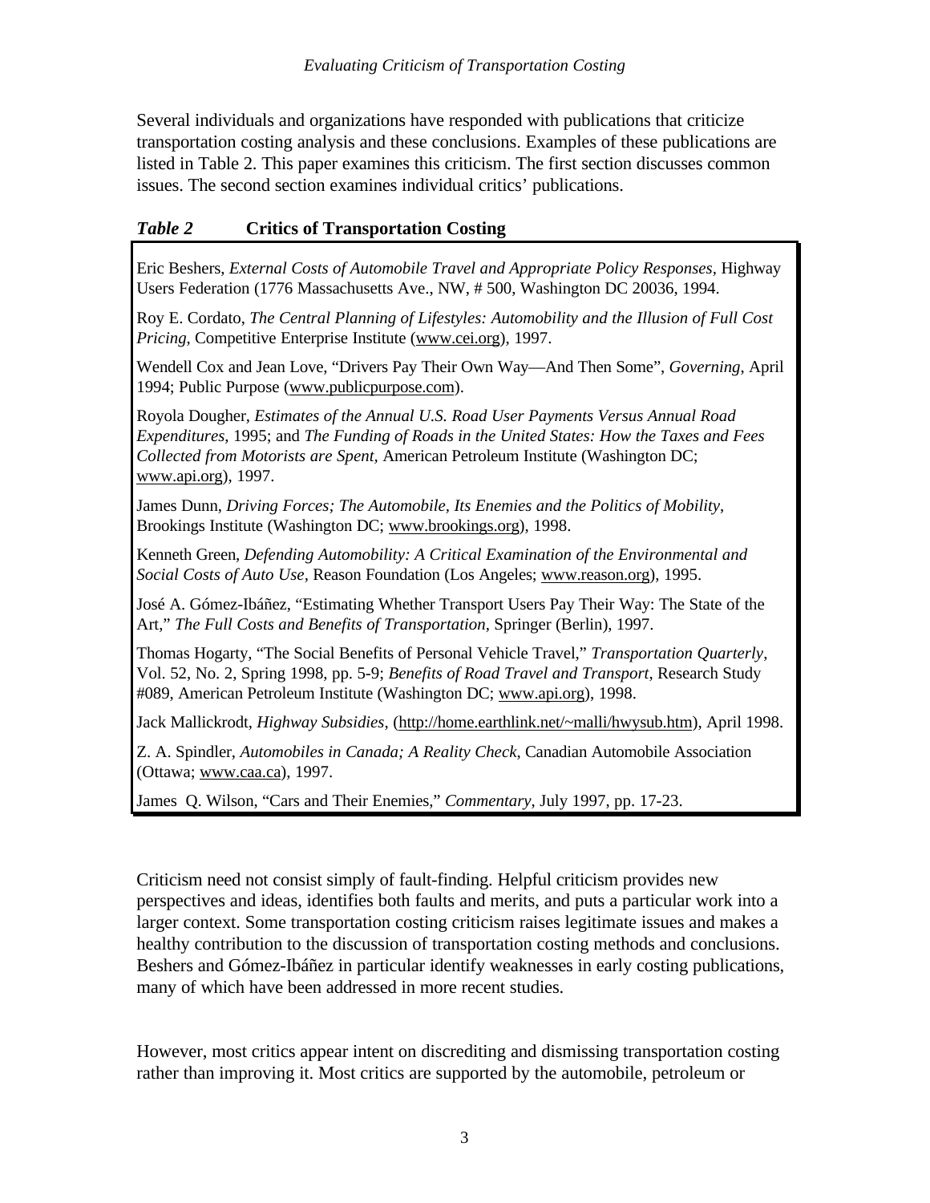Several individuals and organizations have responded with publications that criticize transportation costing analysis and these conclusions. Examples of these publications are listed in Table 2. This paper examines this criticism. The first section discusses common issues. The second section examines individual critics' publications.

***Table 2*** **Critics of Transportation Costing**

Eric Beshers, *External Costs of Automobile Travel and Appropriate Policy Responses*, Highway Users Federation (1776 Massachusetts Ave., NW, # 500, Washington DC 20036, 1994.

Roy E. Cordato, *The Central Planning of Lifestyles: Automobility and the Illusion of Full Cost Pricing*, Competitive Enterprise Institute (www.cei.org), 1997.

Wendell Cox and Jean Love, "Drivers Pay Their Own Way—And Then Some", *Governing*, April 1994; Public Purpose (www.publicpurpose.com).

Royola Dougher, *Estimates of the Annual U.S. Road User Payments Versus Annual Road Expenditures*, 1995; and *The Funding of Roads in the United States: How the Taxes and Fees Collected from Motorists are Spent,* American Petroleum Institute (Washington DC; www.api.org), 1997.

James Dunn, *Driving Forces; The Automobile, Its Enemies and the Politics of Mobility*, Brookings Institute (Washington DC; www.brookings.org), 1998.

Kenneth Green, *Defending Automobility: A Critical Examination of the Environmental and Social Costs of Auto Use,* Reason Foundation (Los Angeles; www.reason.org), 1995.

José A. Gómez-Ibáñez, "Estimating Whether Transport Users Pay Their Way: The State of the Art," *The Full Costs and Benefits of Transportation*, Springer (Berlin), 1997.

Thomas Hogarty, "The Social Benefits of Personal Vehicle Travel," *Transportation Quarterly*, Vol. 52, No. 2, Spring 1998, pp. 5-9; *Benefits of Road Travel and Transport*, Research Study #089, American Petroleum Institute (Washington DC; www.api.org), 1998.

Jack Mallickrodt, *Highway Subsidies*, (http://home.earthlink.net/~malli/hwysub.htm), April 1998.

Z. A. Spindler, *Automobiles in Canada; A Reality Check*, Canadian Automobile Association (Ottawa; www.caa.ca), 1997.

James Q. Wilson, "Cars and Their Enemies," *Commentary*, July 1997, pp. 17-23.

Criticism need not consist simply of fault-finding. Helpful criticism provides new perspectives and ideas, identifies both faults and merits, and puts a particular work into a larger context. Some transportation costing criticism raises legitimate issues and makes a healthy contribution to the discussion of transportation costing methods and conclusions. Beshers and Gómez-Ibáñez in particular identify weaknesses in early costing publications, many of which have been addressed in more recent studies.

However, most critics appear intent on discrediting and dismissing transportation costing rather than improving it. Most critics are supported by the automobile, petroleum or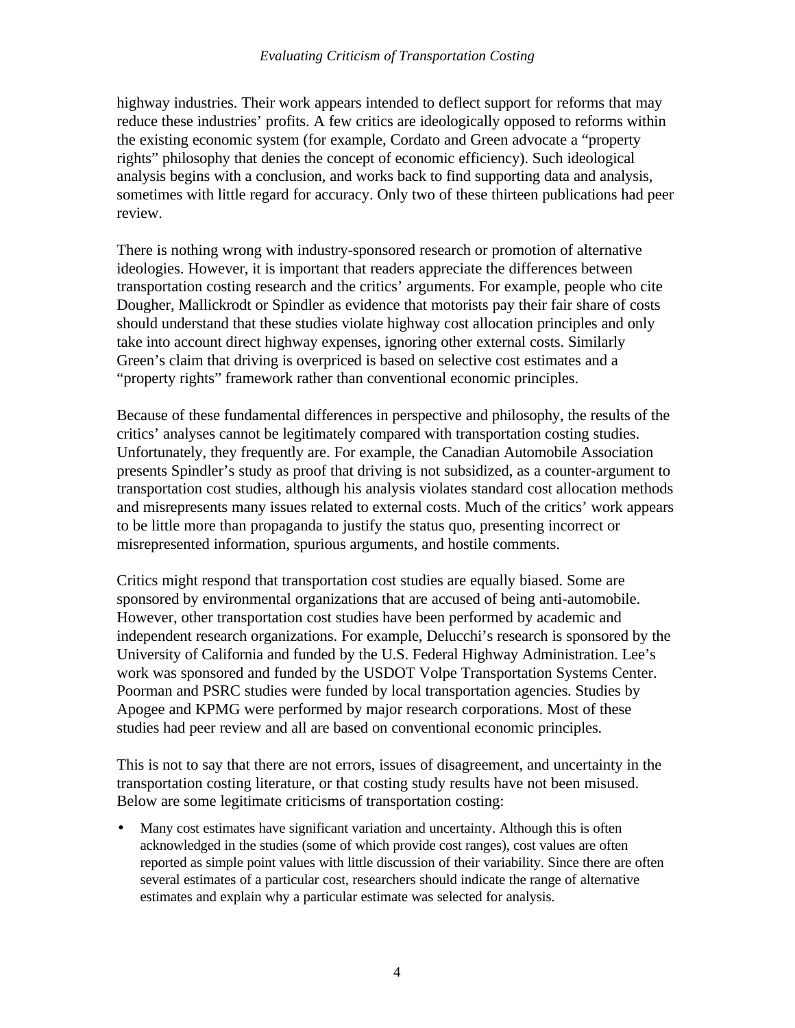highway industries. Their work appears intended to deflect support for reforms that may reduce these industries' profits. A few critics are ideologically opposed to reforms within the existing economic system (for example, Cordato and Green advocate a "property rights" philosophy that denies the concept of economic efficiency). Such ideological analysis begins with a conclusion, and works back to find supporting data and analysis, sometimes with little regard for accuracy. Only two of these thirteen publications had peer review.

There is nothing wrong with industry-sponsored research or promotion of alternative ideologies. However, it is important that readers appreciate the differences between transportation costing research and the critics' arguments. For example, people who cite Dougher, Mallickrodt or Spindler as evidence that motorists pay their fair share of costs should understand that these studies violate highway cost allocation principles and only take into account direct highway expenses, ignoring other external costs. Similarly Green's claim that driving is overpriced is based on selective cost estimates and a "property rights" framework rather than conventional economic principles.

Because of these fundamental differences in perspective and philosophy, the results of the critics' analyses cannot be legitimately compared with transportation costing studies. Unfortunately, they frequently are. For example, the Canadian Automobile Association presents Spindler's study as proof that driving is not subsidized, as a counter-argument to transportation cost studies, although his analysis violates standard cost allocation methods and misrepresents many issues related to external costs. Much of the critics' work appears to be little more than propaganda to justify the status quo, presenting incorrect or misrepresented information, spurious arguments, and hostile comments.

Critics might respond that transportation cost studies are equally biased. Some are sponsored by environmental organizations that are accused of being anti-automobile. However, other transportation cost studies have been performed by academic and independent research organizations. For example, Delucchi's research is sponsored by the University of California and funded by the U.S. Federal Highway Administration. Lee's work was sponsored and funded by the USDOT Volpe Transportation Systems Center. Poorman and PSRC studies were funded by local transportation agencies. Studies by Apogee and KPMG were performed by major research corporations. Most of these studies had peer review and all are based on conventional economic principles.

This is not to say that there are not errors, issues of disagreement, and uncertainty in the transportation costing literature, or that costing study results have not been misused. Below are some legitimate criticisms of transportation costing:

- Many cost estimates have significant variation and uncertainty. Although this is often acknowledged in the studies (some of which provide cost ranges), cost values are often reported as simple point values with little discussion of their variability. Since there are often several estimates of a particular cost, researchers should indicate the range of alternative estimates and explain why a particular estimate was selected for analysis.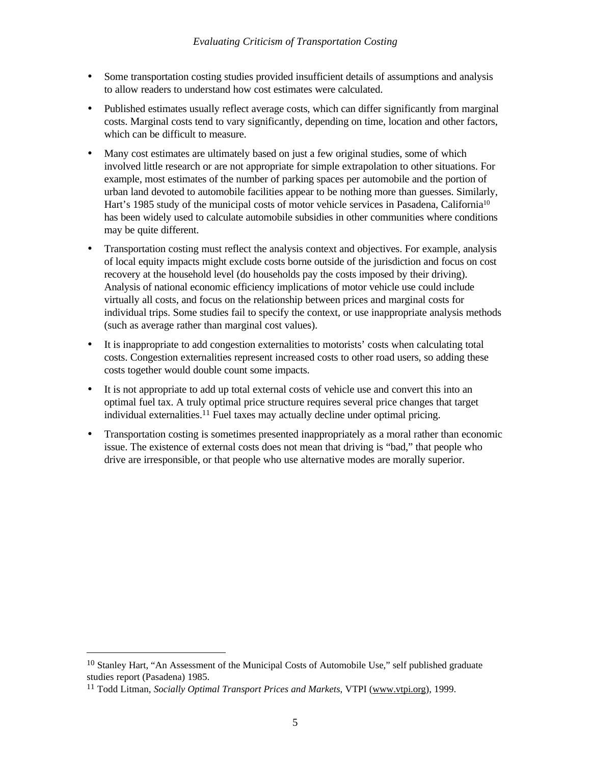- Some transportation costing studies provided insufficient details of assumptions and analysis to allow readers to understand how cost estimates were calculated.
- Published estimates usually reflect average costs, which can differ significantly from marginal costs. Marginal costs tend to vary significantly, depending on time, location and other factors, which can be difficult to measure.
- Many cost estimates are ultimately based on just a few original studies, some of which involved little research or are not appropriate for simple extrapolation to other situations. For example, most estimates of the number of parking spaces per automobile and the portion of urban land devoted to automobile facilities appear to be nothing more than guesses. Similarly, Hart's 1985 study of the municipal costs of motor vehicle services in Pasadena, California[10] has been widely used to calculate automobile subsidies in other communities where conditions may be quite different.
- Transportation costing must reflect the analysis context and objectives. For example, analysis of local equity impacts might exclude costs borne outside of the jurisdiction and focus on cost recovery at the household level (do households pay the costs imposed by their driving). Analysis of national economic efficiency implications of motor vehicle use could include virtually all costs, and focus on the relationship between prices and marginal costs for individual trips. Some studies fail to specify the context, or use inappropriate analysis methods (such as average rather than marginal cost values).
- It is inappropriate to add congestion externalities to motorists' costs when calculating total costs. Congestion externalities represent increased costs to other road users, so adding these costs together would double count some impacts.
- It is not appropriate to add up total external costs of vehicle use and convert this into an optimal fuel tax. A truly optimal price structure requires several price changes that target individual externalities.[11] Fuel taxes may actually decline under optimal pricing.
- Transportation costing is sometimes presented inappropriately as a moral rather than economic issue. The existence of external costs does not mean that driving is "bad," that people who drive are irresponsible, or that people who use alternative modes are morally superior.

---

[10] Stanley Hart, "An Assessment of the Municipal Costs of Automobile Use," self published graduate studies report (Pasadena) 1985.

[11] Todd Litman, *Socially Optimal Transport Prices and Markets*, VTPI (www.vtpi.org), 1999.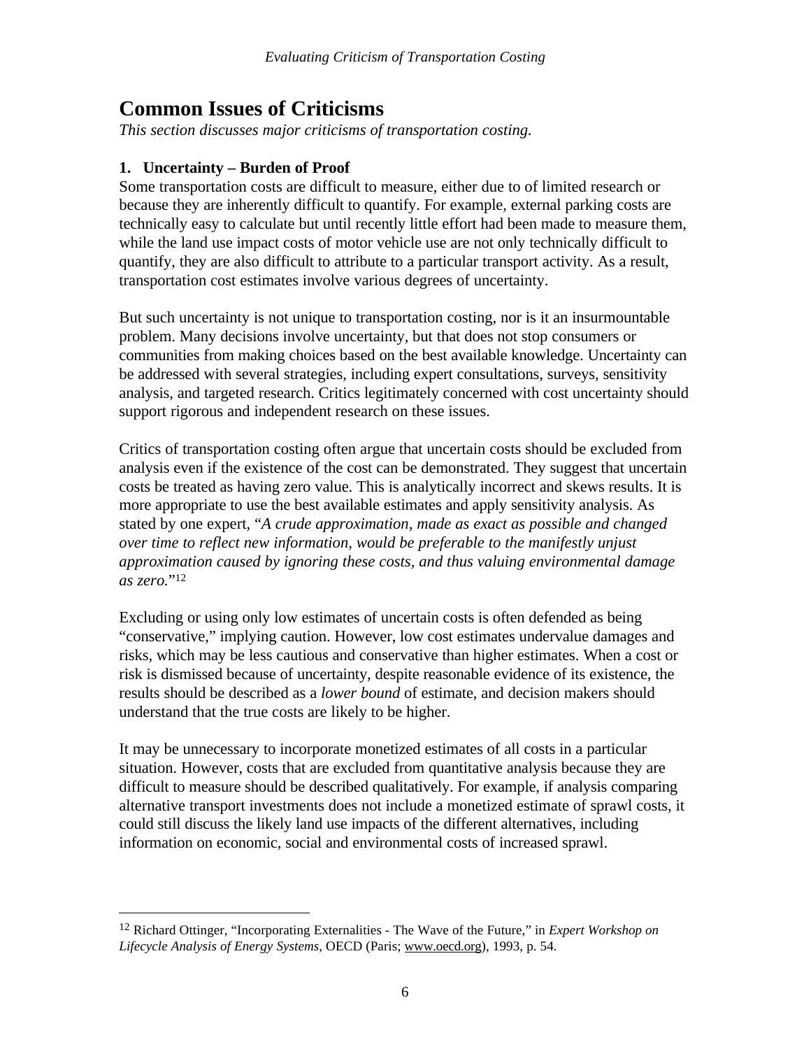# Common Issues of Criticisms

*This section discusses major criticisms of transportation costing.*

**1. Uncertainty – Burden of Proof**

Some transportation costs are difficult to measure, either due to of limited research or because they are inherently difficult to quantify. For example, external parking costs are technically easy to calculate but until recently little effort had been made to measure them, while the land use impact costs of motor vehicle use are not only technically difficult to quantify, they are also difficult to attribute to a particular transport activity. As a result, transportation cost estimates involve various degrees of uncertainty.

But such uncertainty is not unique to transportation costing, nor is it an insurmountable problem. Many decisions involve uncertainty, but that does not stop consumers or communities from making choices based on the best available knowledge. Uncertainty can be addressed with several strategies, including expert consultations, surveys, sensitivity analysis, and targeted research. Critics legitimately concerned with cost uncertainty should support rigorous and independent research on these issues.

Critics of transportation costing often argue that uncertain costs should be excluded from analysis even if the existence of the cost can be demonstrated. They suggest that uncertain costs be treated as having zero value. This is analytically incorrect and skews results. It is more appropriate to use the best available estimates and apply sensitivity analysis. As stated by one expert, "*A crude approximation, made as exact as possible and changed over time to reflect new information, would be preferable to the manifestly unjust approximation caused by ignoring these costs, and thus valuing environmental damage as zero.*"[12]

Excluding or using only low estimates of uncertain costs is often defended as being "conservative," implying caution. However, low cost estimates undervalue damages and risks, which may be less cautious and conservative than higher estimates. When a cost or risk is dismissed because of uncertainty, despite reasonable evidence of its existence, the results should be described as a *lower bound* of estimate, and decision makers should understand that the true costs are likely to be higher.

It may be unnecessary to incorporate monetized estimates of all costs in a particular situation. However, costs that are excluded from quantitative analysis because they are difficult to measure should be described qualitatively. For example, if analysis comparing alternative transport investments does not include a monetized estimate of sprawl costs, it could still discuss the likely land use impacts of the different alternatives, including information on economic, social and environmental costs of increased sprawl.

---

[12] Richard Ottinger, "Incorporating Externalities - The Wave of the Future," in *Expert Workshop on Lifecycle Analysis of Energy Systems*, OECD (Paris; www.oecd.org), 1993, p. 54.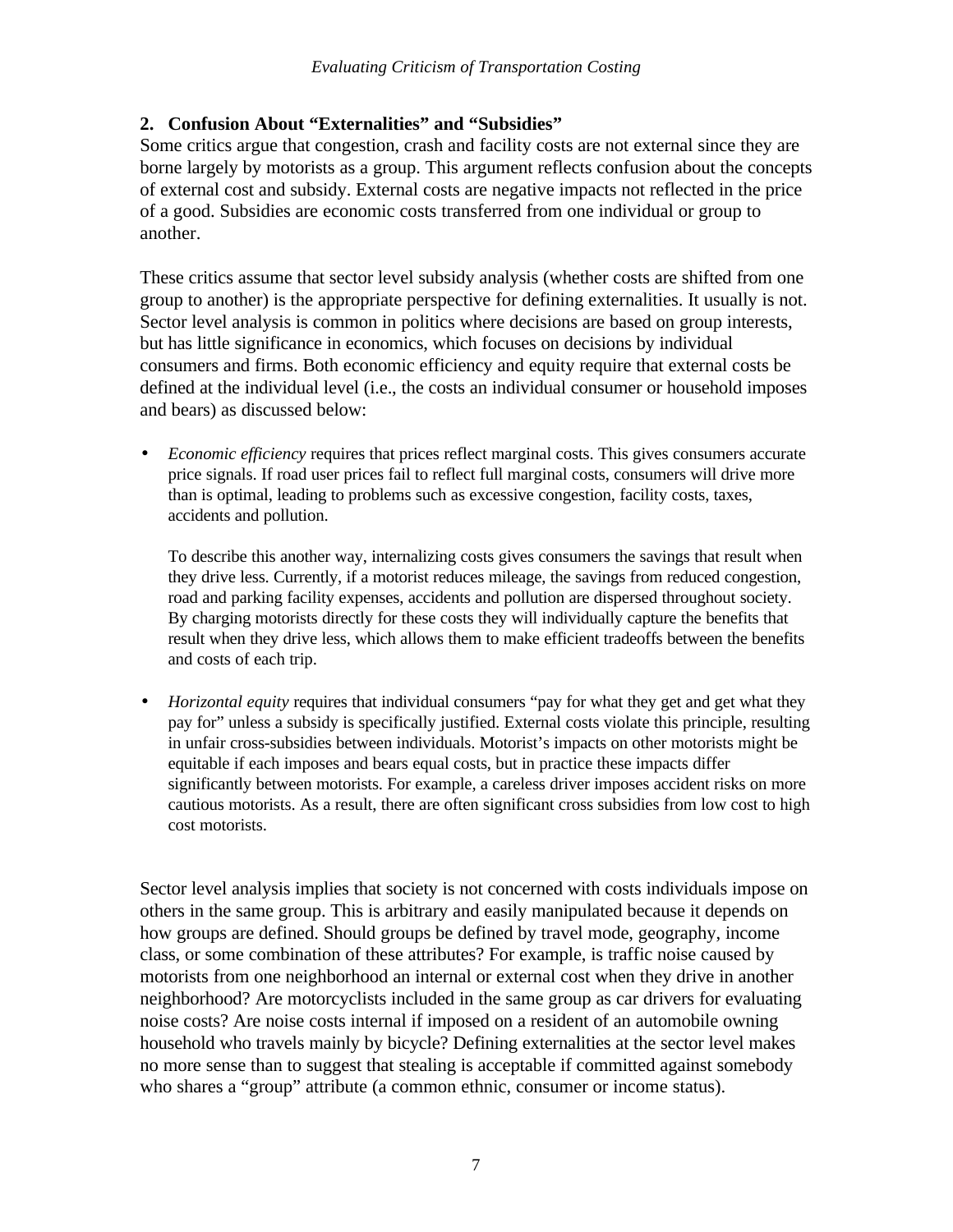## 2. Confusion About "Externalities" and "Subsidies"

Some critics argue that congestion, crash and facility costs are not external since they are borne largely by motorists as a group. This argument reflects confusion about the concepts of external cost and subsidy. External costs are negative impacts not reflected in the price of a good. Subsidies are economic costs transferred from one individual or group to another.

These critics assume that sector level subsidy analysis (whether costs are shifted from one group to another) is the appropriate perspective for defining externalities. It usually is not. Sector level analysis is common in politics where decisions are based on group interests, but has little significance in economics, which focuses on decisions by individual consumers and firms. Both economic efficiency and equity require that external costs be defined at the individual level (i.e., the costs an individual consumer or household imposes and bears) as discussed below:

- *Economic efficiency* requires that prices reflect marginal costs. This gives consumers accurate price signals. If road user prices fail to reflect full marginal costs, consumers will drive more than is optimal, leading to problems such as excessive congestion, facility costs, taxes, accidents and pollution.

  To describe this another way, internalizing costs gives consumers the savings that result when they drive less. Currently, if a motorist reduces mileage, the savings from reduced congestion, road and parking facility expenses, accidents and pollution are dispersed throughout society. By charging motorists directly for these costs they will individually capture the benefits that result when they drive less, which allows them to make efficient tradeoffs between the benefits and costs of each trip.

- *Horizontal equity* requires that individual consumers "pay for what they get and get what they pay for" unless a subsidy is specifically justified. External costs violate this principle, resulting in unfair cross-subsidies between individuals. Motorist's impacts on other motorists might be equitable if each imposes and bears equal costs, but in practice these impacts differ significantly between motorists. For example, a careless driver imposes accident risks on more cautious motorists. As a result, there are often significant cross subsidies from low cost to high cost motorists.

Sector level analysis implies that society is not concerned with costs individuals impose on others in the same group. This is arbitrary and easily manipulated because it depends on how groups are defined. Should groups be defined by travel mode, geography, income class, or some combination of these attributes? For example, is traffic noise caused by motorists from one neighborhood an internal or external cost when they drive in another neighborhood? Are motorcyclists included in the same group as car drivers for evaluating noise costs? Are noise costs internal if imposed on a resident of an automobile owning household who travels mainly by bicycle? Defining externalities at the sector level makes no more sense than to suggest that stealing is acceptable if committed against somebody who shares a "group" attribute (a common ethnic, consumer or income status).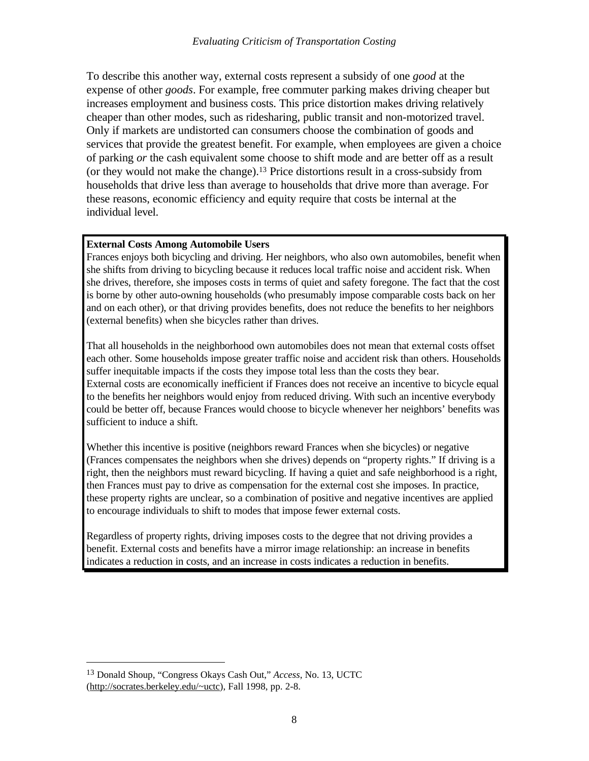To describe this another way, external costs represent a subsidy of one *good* at the expense of other *goods*. For example, free commuter parking makes driving cheaper but increases employment and business costs. This price distortion makes driving relatively cheaper than other modes, such as ridesharing, public transit and non-motorized travel. Only if markets are undistorted can consumers choose the combination of goods and services that provide the greatest benefit. For example, when employees are given a choice of parking *or* the cash equivalent some choose to shift mode and are better off as a result (or they would not make the change).[13] Price distortions result in a cross-subsidy from households that drive less than average to households that drive more than average. For these reasons, economic efficiency and equity require that costs be internal at the individual level.

**External Costs Among Automobile Users**

Frances enjoys both bicycling and driving. Her neighbors, who also own automobiles, benefit when she shifts from driving to bicycling because it reduces local traffic noise and accident risk. When she drives, therefore, she imposes costs in terms of quiet and safety foregone. The fact that the cost is borne by other auto-owning households (who presumably impose comparable costs back on her and on each other), or that driving provides benefits, does not reduce the benefits to her neighbors (external benefits) when she bicycles rather than drives.

That all households in the neighborhood own automobiles does not mean that external costs offset each other. Some households impose greater traffic noise and accident risk than others. Households suffer inequitable impacts if the costs they impose total less than the costs they bear.
External costs are economically inefficient if Frances does not receive an incentive to bicycle equal to the benefits her neighbors would enjoy from reduced driving. With such an incentive everybody could be better off, because Frances would choose to bicycle whenever her neighbors' benefits was sufficient to induce a shift.

Whether this incentive is positive (neighbors reward Frances when she bicycles) or negative (Frances compensates the neighbors when she drives) depends on "property rights." If driving is a right, then the neighbors must reward bicycling. If having a quiet and safe neighborhood is a right, then Frances must pay to drive as compensation for the external cost she imposes. In practice, these property rights are unclear, so a combination of positive and negative incentives are applied to encourage individuals to shift to modes that impose fewer external costs.

Regardless of property rights, driving imposes costs to the degree that not driving provides a benefit. External costs and benefits have a mirror image relationship: an increase in benefits indicates a reduction in costs, and an increase in costs indicates a reduction in benefits.

---

[13] Donald Shoup, "Congress Okays Cash Out," *Access*, No. 13, UCTC (http://socrates.berkeley.edu/~uctc), Fall 1998, pp. 2-8.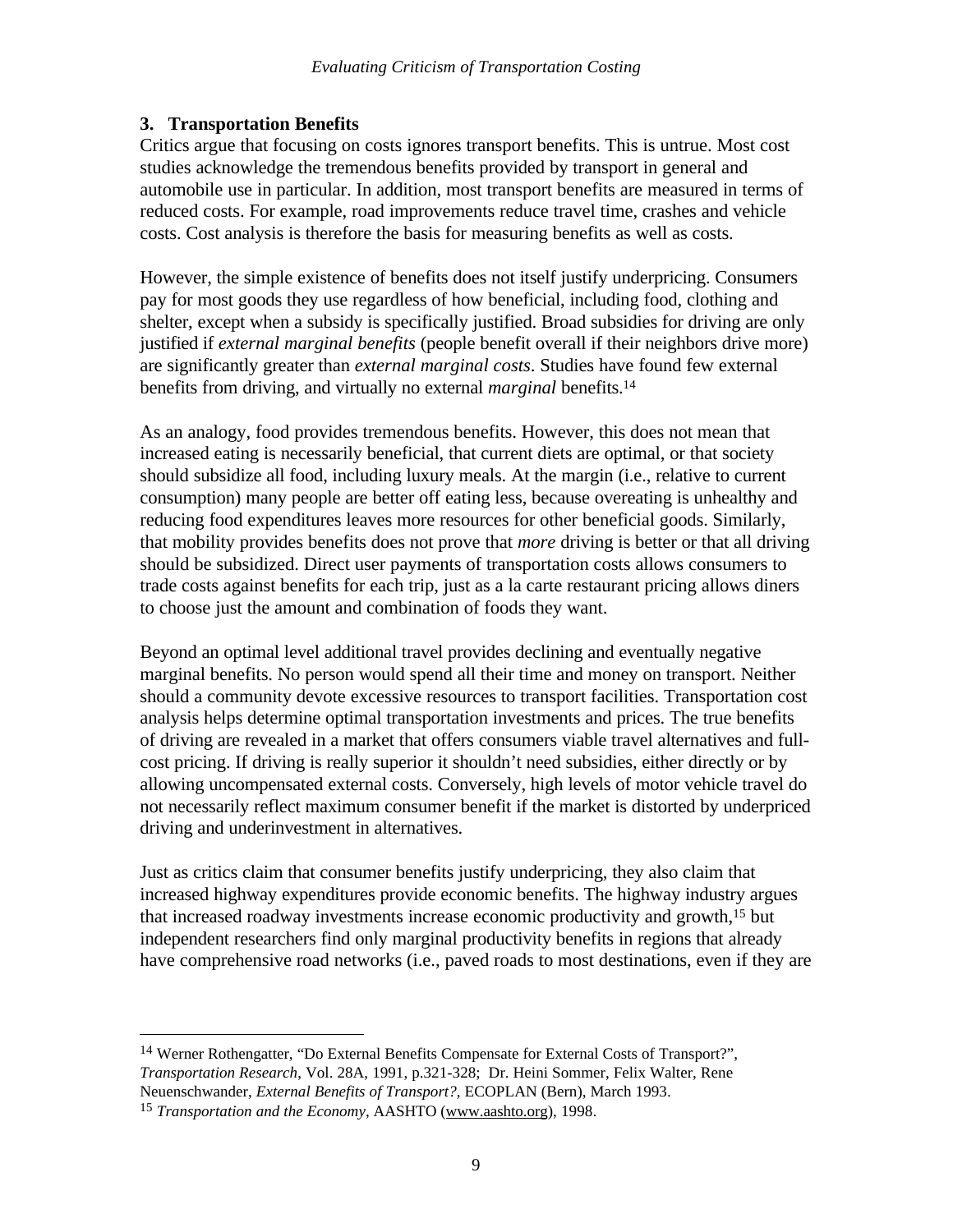## 3. Transportation Benefits

Critics argue that focusing on costs ignores transport benefits. This is untrue. Most cost studies acknowledge the tremendous benefits provided by transport in general and automobile use in particular. In addition, most transport benefits are measured in terms of reduced costs. For example, road improvements reduce travel time, crashes and vehicle costs. Cost analysis is therefore the basis for measuring benefits as well as costs.

However, the simple existence of benefits does not itself justify underpricing. Consumers pay for most goods they use regardless of how beneficial, including food, clothing and shelter, except when a subsidy is specifically justified. Broad subsidies for driving are only justified if *external marginal benefits* (people benefit overall if their neighbors drive more) are significantly greater than *external marginal costs*. Studies have found few external benefits from driving, and virtually no external *marginal* benefits.[14]

As an analogy, food provides tremendous benefits. However, this does not mean that increased eating is necessarily beneficial, that current diets are optimal, or that society should subsidize all food, including luxury meals. At the margin (i.e., relative to current consumption) many people are better off eating less, because overeating is unhealthy and reducing food expenditures leaves more resources for other beneficial goods. Similarly, that mobility provides benefits does not prove that *more* driving is better or that all driving should be subsidized. Direct user payments of transportation costs allows consumers to trade costs against benefits for each trip, just as a la carte restaurant pricing allows diners to choose just the amount and combination of foods they want.

Beyond an optimal level additional travel provides declining and eventually negative marginal benefits. No person would spend all their time and money on transport. Neither should a community devote excessive resources to transport facilities. Transportation cost analysis helps determine optimal transportation investments and prices. The true benefits of driving are revealed in a market that offers consumers viable travel alternatives and full-cost pricing. If driving is really superior it shouldn't need subsidies, either directly or by allowing uncompensated external costs. Conversely, high levels of motor vehicle travel do not necessarily reflect maximum consumer benefit if the market is distorted by underpriced driving and underinvestment in alternatives.

Just as critics claim that consumer benefits justify underpricing, they also claim that increased highway expenditures provide economic benefits. The highway industry argues that increased roadway investments increase economic productivity and growth,[15] but independent researchers find only marginal productivity benefits in regions that already have comprehensive road networks (i.e., paved roads to most destinations, even if they are

---

[14] Werner Rothengatter, "Do External Benefits Compensate for External Costs of Transport?", *Transportation Research*, Vol. 28A, 1991, p.321-328; Dr. Heini Sommer, Felix Walter, Rene Neuenschwander, *External Benefits of Transport?*, ECOPLAN (Bern), March 1993.

[15] *Transportation and the Economy*, AASHTO (www.aashto.org), 1998.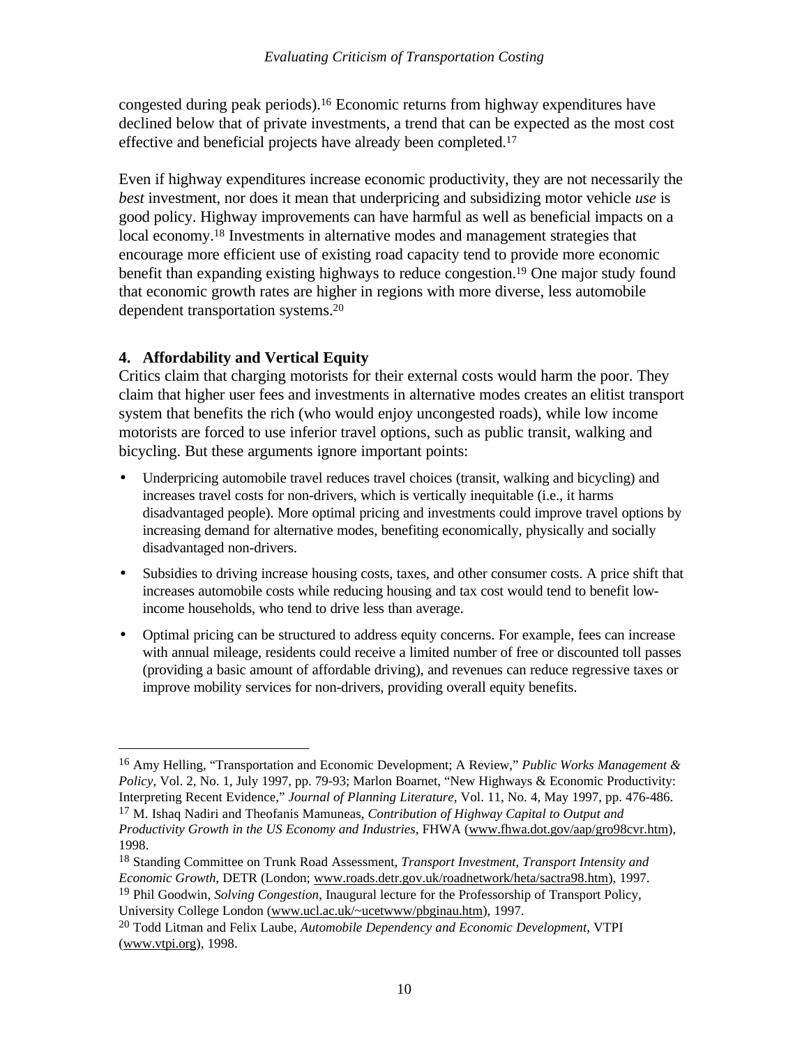congested during peak periods).[16] Economic returns from highway expenditures have declined below that of private investments, a trend that can be expected as the most cost effective and beneficial projects have already been completed.[17]

Even if highway expenditures increase economic productivity, they are not necessarily the *best* investment, nor does it mean that underpricing and subsidizing motor vehicle *use* is good policy. Highway improvements can have harmful as well as beneficial impacts on a local economy.[18] Investments in alternative modes and management strategies that encourage more efficient use of existing road capacity tend to provide more economic benefit than expanding existing highways to reduce congestion.[19] One major study found that economic growth rates are higher in regions with more diverse, less automobile dependent transportation systems.[20]

### 4. Affordability and Vertical Equity

Critics claim that charging motorists for their external costs would harm the poor. They claim that higher user fees and investments in alternative modes creates an elitist transport system that benefits the rich (who would enjoy uncongested roads), while low income motorists are forced to use inferior travel options, such as public transit, walking and bicycling. But these arguments ignore important points:

- Underpricing automobile travel reduces travel choices (transit, walking and bicycling) and increases travel costs for non-drivers, which is vertically inequitable (i.e., it harms disadvantaged people). More optimal pricing and investments could improve travel options by increasing demand for alternative modes, benefiting economically, physically and socially disadvantaged non-drivers.
- Subsidies to driving increase housing costs, taxes, and other consumer costs. A price shift that increases automobile costs while reducing housing and tax cost would tend to benefit low-income households, who tend to drive less than average.
- Optimal pricing can be structured to address equity concerns. For example, fees can increase with annual mileage, residents could receive a limited number of free or discounted toll passes (providing a basic amount of affordable driving), and revenues can reduce regressive taxes or improve mobility services for non-drivers, providing overall equity benefits.

---

[16] Amy Helling, "Transportation and Economic Development; A Review," *Public Works Management & Policy*, Vol. 2, No. 1, July 1997, pp. 79-93; Marlon Boarnet, "New Highways & Economic Productivity: Interpreting Recent Evidence," *Journal of Planning Literature*, Vol. 11, No. 4, May 1997, pp. 476-486.

[17] M. Ishaq Nadiri and Theofanis Mamuneas, *Contribution of Highway Capital to Output and Productivity Growth in the US Economy and Industries*, FHWA (www.fhwa.dot.gov/aap/gro98cvr.htm), 1998.

[18] Standing Committee on Trunk Road Assessment, *Transport Investment, Transport Intensity and Economic Growth*, DETR (London; www.roads.detr.gov.uk/roadnetwork/heta/sactra98.htm), 1997.

[19] Phil Goodwin, *Solving Congestion*, Inaugural lecture for the Professorship of Transport Policy, University College London (www.ucl.ac.uk/~ucetwww/pbginau.htm), 1997.

[20] Todd Litman and Felix Laube, *Automobile Dependency and Economic Development*, VTPI (www.vtpi.org), 1998.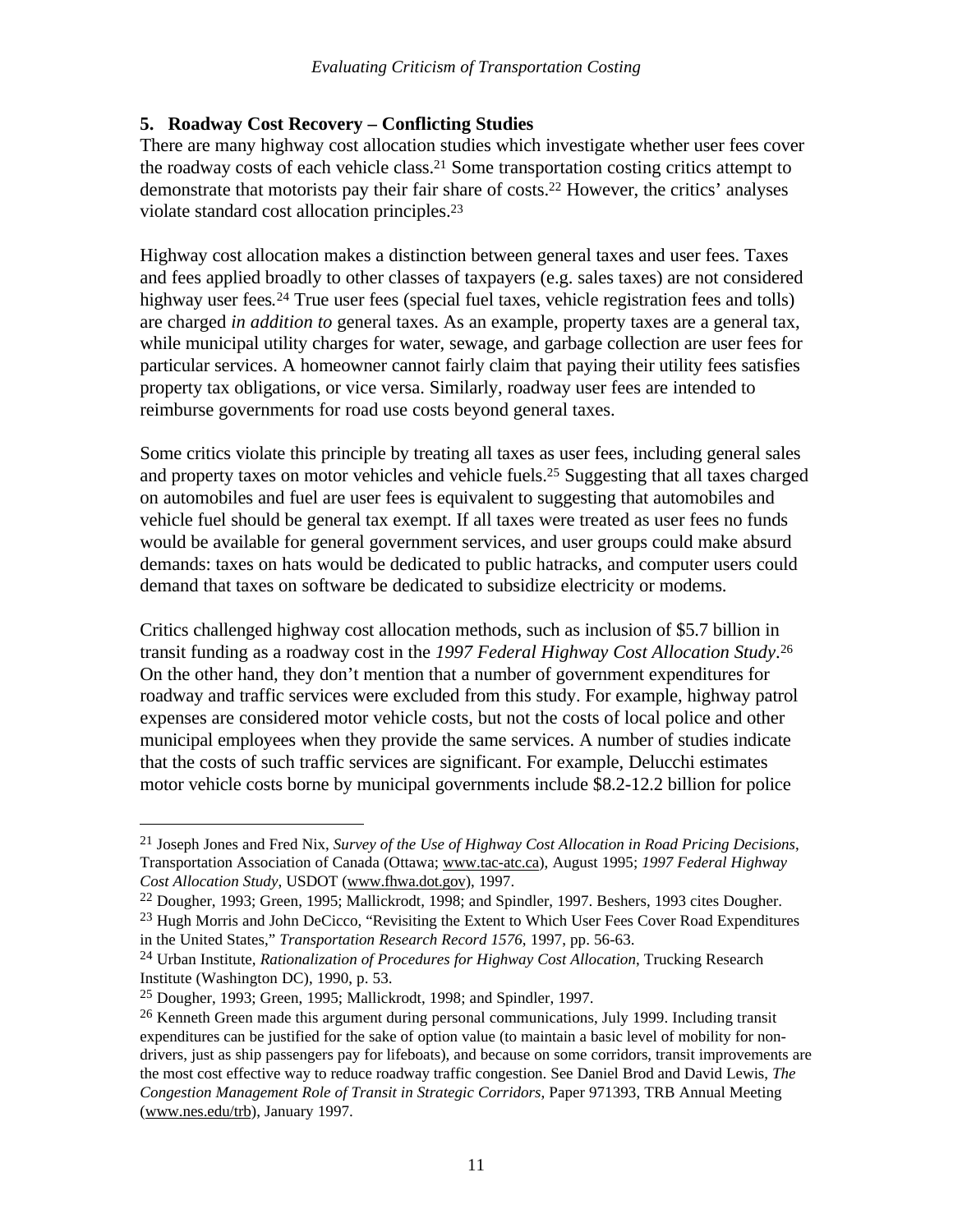## 5. Roadway Cost Recovery – Conflicting Studies

There are many highway cost allocation studies which investigate whether user fees cover the roadway costs of each vehicle class.[21] Some transportation costing critics attempt to demonstrate that motorists pay their fair share of costs.[22] However, the critics' analyses violate standard cost allocation principles.[23]

Highway cost allocation makes a distinction between general taxes and user fees. Taxes and fees applied broadly to other classes of taxpayers (e.g. sales taxes) are not considered highway user fees.[24] True user fees (special fuel taxes, vehicle registration fees and tolls) are charged *in addition to* general taxes. As an example, property taxes are a general tax, while municipal utility charges for water, sewage, and garbage collection are user fees for particular services. A homeowner cannot fairly claim that paying their utility fees satisfies property tax obligations, or vice versa. Similarly, roadway user fees are intended to reimburse governments for road use costs beyond general taxes.

Some critics violate this principle by treating all taxes as user fees, including general sales and property taxes on motor vehicles and vehicle fuels.[25] Suggesting that all taxes charged on automobiles and fuel are user fees is equivalent to suggesting that automobiles and vehicle fuel should be general tax exempt. If all taxes were treated as user fees no funds would be available for general government services, and user groups could make absurd demands: taxes on hats would be dedicated to public hatracks, and computer users could demand that taxes on software be dedicated to subsidize electricity or modems.

Critics challenged highway cost allocation methods, such as inclusion of $5.7 billion in transit funding as a roadway cost in the *1997 Federal Highway Cost Allocation Study*.[26] On the other hand, they don't mention that a number of government expenditures for roadway and traffic services were excluded from this study. For example, highway patrol expenses are considered motor vehicle costs, but not the costs of local police and other municipal employees when they provide the same services. A number of studies indicate that the costs of such traffic services are significant. For example, Delucchi estimates motor vehicle costs borne by municipal governments include $8.2-12.2 billion for police

---

[21] Joseph Jones and Fred Nix, *Survey of the Use of Highway Cost Allocation in Road Pricing Decisions*, Transportation Association of Canada (Ottawa; www.tac-atc.ca), August 1995; *1997 Federal Highway Cost Allocation Study*, USDOT (www.fhwa.dot.gov), 1997.

[22] Dougher, 1993; Green, 1995; Mallickrodt, 1998; and Spindler, 1997. Beshers, 1993 cites Dougher.

[23] Hugh Morris and John DeCicco, "Revisiting the Extent to Which User Fees Cover Road Expenditures in the United States," *Transportation Research Record 1576*, 1997, pp. 56-63.

[24] Urban Institute, *Rationalization of Procedures for Highway Cost Allocation*, Trucking Research Institute (Washington DC), 1990, p. 53.

[25] Dougher, 1993; Green, 1995; Mallickrodt, 1998; and Spindler, 1997.

[26] Kenneth Green made this argument during personal communications, July 1999. Including transit expenditures can be justified for the sake of option value (to maintain a basic level of mobility for non-drivers, just as ship passengers pay for lifeboats), and because on some corridors, transit improvements are the most cost effective way to reduce roadway traffic congestion. See Daniel Brod and David Lewis, *The Congestion Management Role of Transit in Strategic Corridors*, Paper 971393, TRB Annual Meeting (www.nes.edu/trb), January 1997.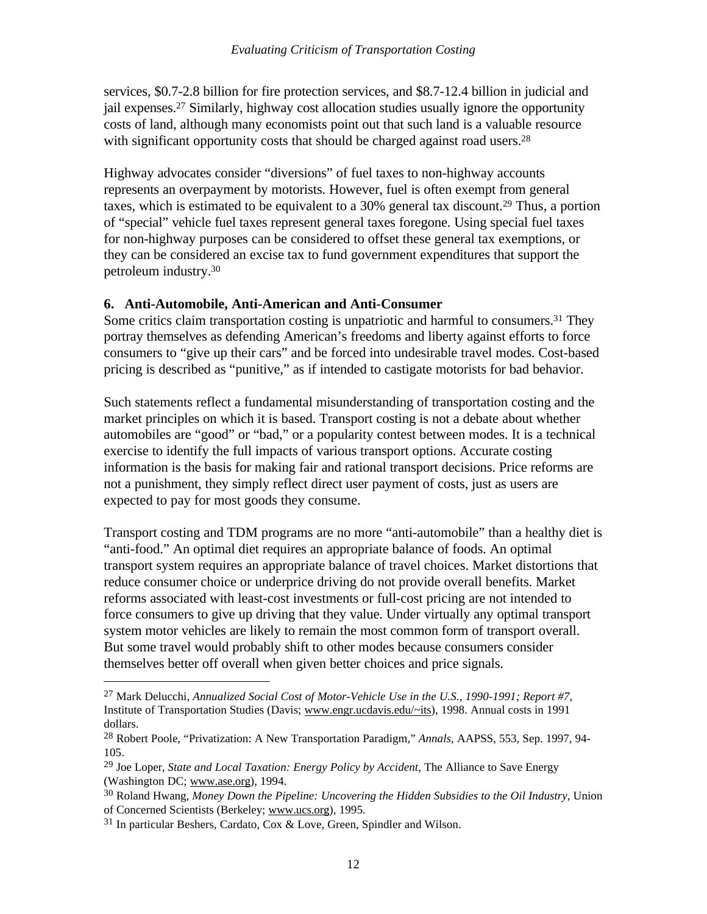services, $0.7-2.8 billion for fire protection services, and $8.7-12.4 billion in judicial and jail expenses.[27] Similarly, highway cost allocation studies usually ignore the opportunity costs of land, although many economists point out that such land is a valuable resource with significant opportunity costs that should be charged against road users.[28]

Highway advocates consider "diversions" of fuel taxes to non-highway accounts represents an overpayment by motorists. However, fuel is often exempt from general taxes, which is estimated to be equivalent to a 30% general tax discount.[29] Thus, a portion of "special" vehicle fuel taxes represent general taxes foregone. Using special fuel taxes for non-highway purposes can be considered to offset these general tax exemptions, or they can be considered an excise tax to fund government expenditures that support the petroleum industry.[30]

### 6. Anti-Automobile, Anti-American and Anti-Consumer

Some critics claim transportation costing is unpatriotic and harmful to consumers.[31] They portray themselves as defending American's freedoms and liberty against efforts to force consumers to "give up their cars" and be forced into undesirable travel modes. Cost-based pricing is described as "punitive," as if intended to castigate motorists for bad behavior.

Such statements reflect a fundamental misunderstanding of transportation costing and the market principles on which it is based. Transport costing is not a debate about whether automobiles are "good" or "bad," or a popularity contest between modes. It is a technical exercise to identify the full impacts of various transport options. Accurate costing information is the basis for making fair and rational transport decisions. Price reforms are not a punishment, they simply reflect direct user payment of costs, just as users are expected to pay for most goods they consume.

Transport costing and TDM programs are no more "anti-automobile" than a healthy diet is "anti-food." An optimal diet requires an appropriate balance of foods. An optimal transport system requires an appropriate balance of travel choices. Market distortions that reduce consumer choice or underprice driving do not provide overall benefits. Market reforms associated with least-cost investments or full-cost pricing are not intended to force consumers to give up driving that they value. Under virtually any optimal transport system motor vehicles are likely to remain the most common form of transport overall. But some travel would probably shift to other modes because consumers consider themselves better off overall when given better choices and price signals.

---

[27] Mark Delucchi, *Annualized Social Cost of Motor-Vehicle Use in the U.S., 1990-1991; Report #7*, Institute of Transportation Studies (Davis; www.engr.ucdavis.edu/~its), 1998. Annual costs in 1991 dollars.

[28] Robert Poole, "Privatization: A New Transportation Paradigm," *Annals*, AAPSS, 553, Sep. 1997, 94-105.

[29] Joe Loper, *State and Local Taxation: Energy Policy by Accident*, The Alliance to Save Energy (Washington DC; www.ase.org), 1994.

[30] Roland Hwang, *Money Down the Pipeline: Uncovering the Hidden Subsidies to the Oil Industry*, Union of Concerned Scientists (Berkeley; www.ucs.org), 1995.

[31] In particular Beshers, Cardato, Cox & Love, Green, Spindler and Wilson.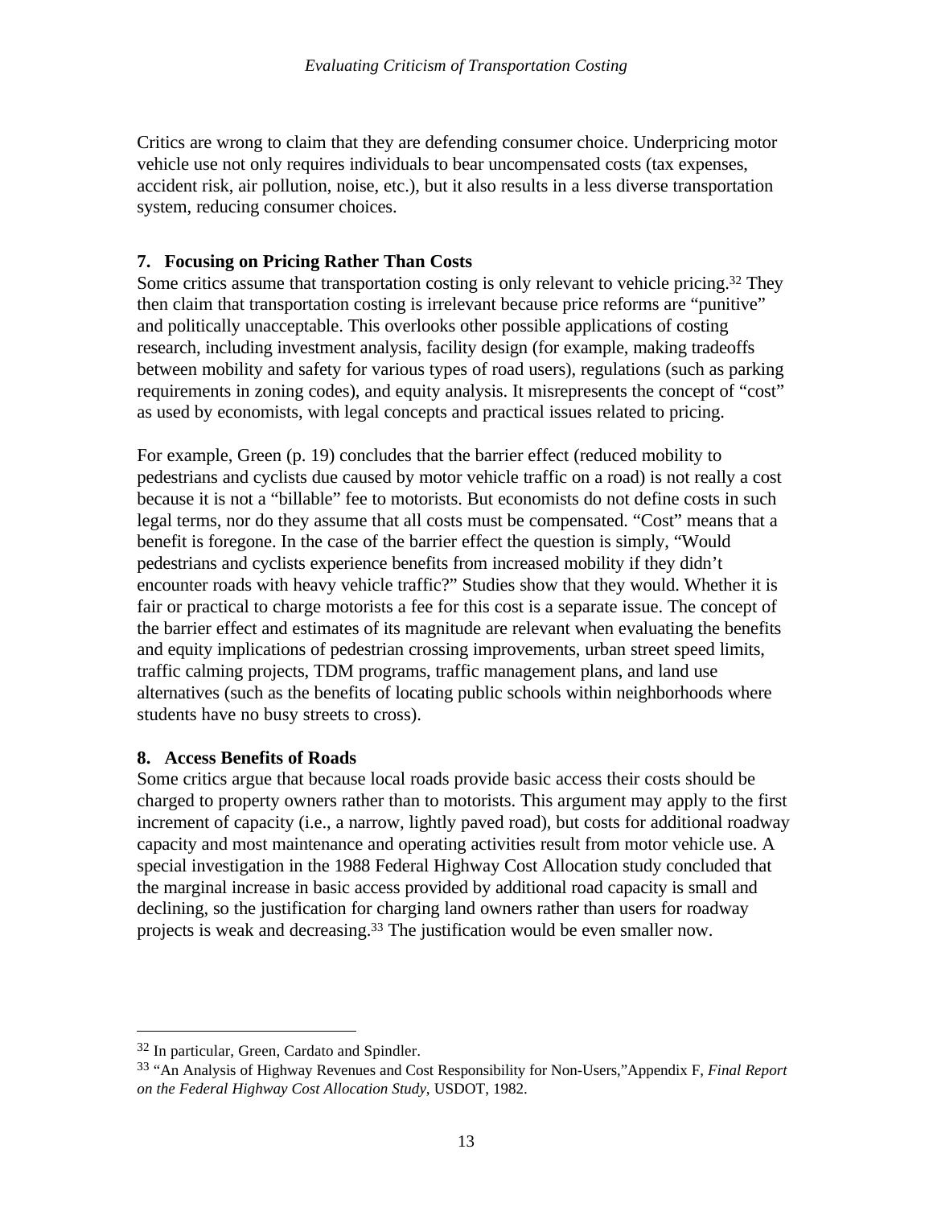Critics are wrong to claim that they are defending consumer choice. Underpricing motor vehicle use not only requires individuals to bear uncompensated costs (tax expenses, accident risk, air pollution, noise, etc.), but it also results in a less diverse transportation system, reducing consumer choices.

### 7. Focusing on Pricing Rather Than Costs

Some critics assume that transportation costing is only relevant to vehicle pricing.[32] They then claim that transportation costing is irrelevant because price reforms are "punitive" and politically unacceptable. This overlooks other possible applications of costing research, including investment analysis, facility design (for example, making tradeoffs between mobility and safety for various types of road users), regulations (such as parking requirements in zoning codes), and equity analysis. It misrepresents the concept of "cost" as used by economists, with legal concepts and practical issues related to pricing.

For example, Green (p. 19) concludes that the barrier effect (reduced mobility to pedestrians and cyclists due caused by motor vehicle traffic on a road) is not really a cost because it is not a "billable" fee to motorists. But economists do not define costs in such legal terms, nor do they assume that all costs must be compensated. "Cost" means that a benefit is foregone. In the case of the barrier effect the question is simply, "Would pedestrians and cyclists experience benefits from increased mobility if they didn't encounter roads with heavy vehicle traffic?" Studies show that they would. Whether it is fair or practical to charge motorists a fee for this cost is a separate issue. The concept of the barrier effect and estimates of its magnitude are relevant when evaluating the benefits and equity implications of pedestrian crossing improvements, urban street speed limits, traffic calming projects, TDM programs, traffic management plans, and land use alternatives (such as the benefits of locating public schools within neighborhoods where students have no busy streets to cross).

### 8. Access Benefits of Roads

Some critics argue that because local roads provide basic access their costs should be charged to property owners rather than to motorists. This argument may apply to the first increment of capacity (i.e., a narrow, lightly paved road), but costs for additional roadway capacity and most maintenance and operating activities result from motor vehicle use. A special investigation in the 1988 Federal Highway Cost Allocation study concluded that the marginal increase in basic access provided by additional road capacity is small and declining, so the justification for charging land owners rather than users for roadway projects is weak and decreasing.[33] The justification would be even smaller now.

---

[32] In particular, Green, Cardato and Spindler.

[33] "An Analysis of Highway Revenues and Cost Responsibility for Non-Users,"Appendix F, *Final Report on the Federal Highway Cost Allocation Study*, USDOT, 1982.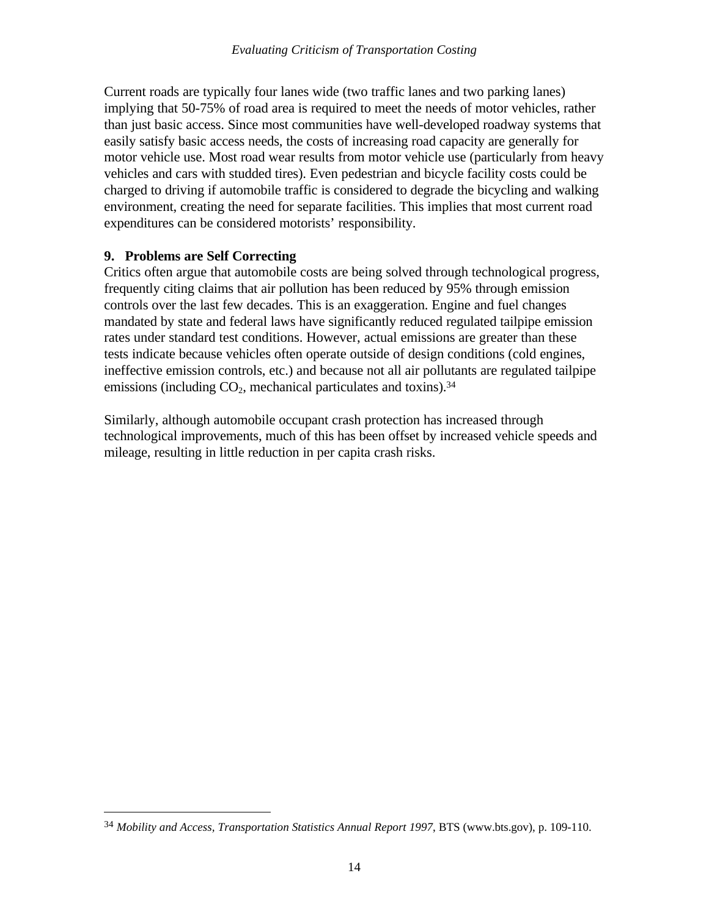Current roads are typically four lanes wide (two traffic lanes and two parking lanes) implying that 50-75% of road area is required to meet the needs of motor vehicles, rather than just basic access. Since most communities have well-developed roadway systems that easily satisfy basic access needs, the costs of increasing road capacity are generally for motor vehicle use. Most road wear results from motor vehicle use (particularly from heavy vehicles and cars with studded tires). Even pedestrian and bicycle facility costs could be charged to driving if automobile traffic is considered to degrade the bicycling and walking environment, creating the need for separate facilities. This implies that most current road expenditures can be considered motorists' responsibility.

### 9. Problems are Self Correcting

Critics often argue that automobile costs are being solved through technological progress, frequently citing claims that air pollution has been reduced by 95% through emission controls over the last few decades. This is an exaggeration. Engine and fuel changes mandated by state and federal laws have significantly reduced regulated tailpipe emission rates under standard test conditions. However, actual emissions are greater than these tests indicate because vehicles often operate outside of design conditions (cold engines, ineffective emission controls, etc.) and because not all air pollutants are regulated tailpipe emissions (including $CO_2$, mechanical particulates and toxins).[34]

Similarly, although automobile occupant crash protection has increased through technological improvements, much of this has been offset by increased vehicle speeds and mileage, resulting in little reduction in per capita crash risks.

---

[34] *Mobility and Access, Transportation Statistics Annual Report 1997*, BTS (www.bts.gov), p. 109-110.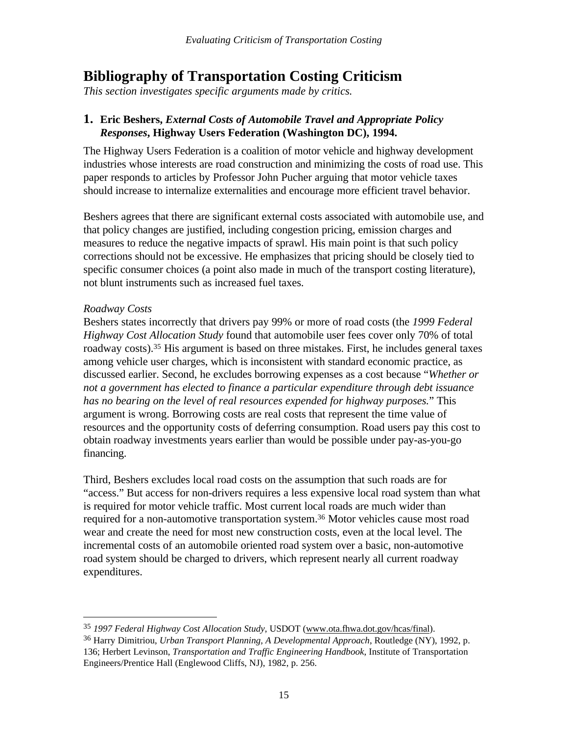# Bibliography of Transportation Costing Criticism

*This section investigates specific arguments made by critics.*

## 1. Eric Beshers, *External Costs of Automobile Travel and Appropriate Policy Responses*, Highway Users Federation (Washington DC), 1994.

The Highway Users Federation is a coalition of motor vehicle and highway development industries whose interests are road construction and minimizing the costs of road use. This paper responds to articles by Professor John Pucher arguing that motor vehicle taxes should increase to internalize externalities and encourage more efficient travel behavior.

Beshers agrees that there are significant external costs associated with automobile use, and that policy changes are justified, including congestion pricing, emission charges and measures to reduce the negative impacts of sprawl. His main point is that such policy corrections should not be excessive. He emphasizes that pricing should be closely tied to specific consumer choices (a point also made in much of the transport costing literature), not blunt instruments such as increased fuel taxes.

*Roadway Costs*

Beshers states incorrectly that drivers pay 99% or more of road costs (the *1999 Federal Highway Cost Allocation Study* found that automobile user fees cover only 70% of total roadway costs).[35] His argument is based on three mistakes. First, he includes general taxes among vehicle user charges, which is inconsistent with standard economic practice, as discussed earlier. Second, he excludes borrowing expenses as a cost because "*Whether or not a government has elected to finance a particular expenditure through debt issuance has no bearing on the level of real resources expended for highway purposes.*" This argument is wrong. Borrowing costs are real costs that represent the time value of resources and the opportunity costs of deferring consumption. Road users pay this cost to obtain roadway investments years earlier than would be possible under pay-as-you-go financing.

Third, Beshers excludes local road costs on the assumption that such roads are for "access." But access for non-drivers requires a less expensive local road system than what is required for motor vehicle traffic. Most current local roads are much wider than required for a non-automotive transportation system.[36] Motor vehicles cause most road wear and create the need for most new construction costs, even at the local level. The incremental costs of an automobile oriented road system over a basic, non-automotive road system should be charged to drivers, which represent nearly all current roadway expenditures.

---

[35] *1997 Federal Highway Cost Allocation Study*, USDOT (www.ota.fhwa.dot.gov/hcas/final).

[36] Harry Dimitriou, *Urban Transport Planning, A Developmental Approach*, Routledge (NY), 1992, p. 136; Herbert Levinson, *Transportation and Traffic Engineering Handbook*, Institute of Transportation Engineers/Prentice Hall (Englewood Cliffs, NJ), 1982, p. 256.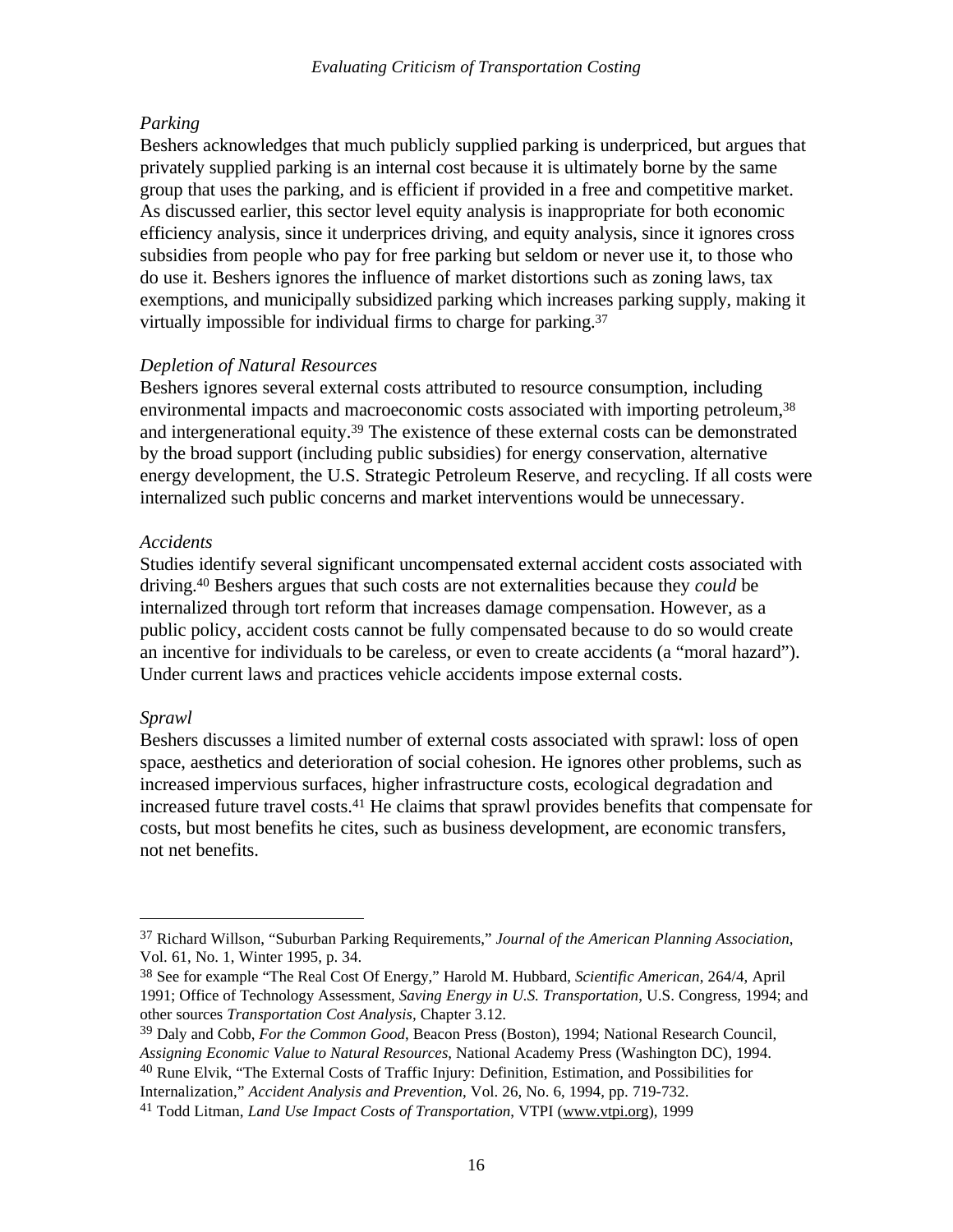*Parking*

Beshers acknowledges that much publicly supplied parking is underpriced, but argues that privately supplied parking is an internal cost because it is ultimately borne by the same group that uses the parking, and is efficient if provided in a free and competitive market. As discussed earlier, this sector level equity analysis is inappropriate for both economic efficiency analysis, since it underprices driving, and equity analysis, since it ignores cross subsidies from people who pay for free parking but seldom or never use it, to those who do use it. Beshers ignores the influence of market distortions such as zoning laws, tax exemptions, and municipally subsidized parking which increases parking supply, making it virtually impossible for individual firms to charge for parking.[37]

*Depletion of Natural Resources*

Beshers ignores several external costs attributed to resource consumption, including environmental impacts and macroeconomic costs associated with importing petroleum,[38] and intergenerational equity.[39] The existence of these external costs can be demonstrated by the broad support (including public subsidies) for energy conservation, alternative energy development, the U.S. Strategic Petroleum Reserve, and recycling. If all costs were internalized such public concerns and market interventions would be unnecessary.

*Accidents*

Studies identify several significant uncompensated external accident costs associated with driving.[40] Beshers argues that such costs are not externalities because they *could* be internalized through tort reform that increases damage compensation. However, as a public policy, accident costs cannot be fully compensated because to do so would create an incentive for individuals to be careless, or even to create accidents (a "moral hazard"). Under current laws and practices vehicle accidents impose external costs.

*Sprawl*

Beshers discusses a limited number of external costs associated with sprawl: loss of open space, aesthetics and deterioration of social cohesion. He ignores other problems, such as increased impervious surfaces, higher infrastructure costs, ecological degradation and increased future travel costs.[41] He claims that sprawl provides benefits that compensate for costs, but most benefits he cites, such as business development, are economic transfers, not net benefits.

---

[37] Richard Willson, "Suburban Parking Requirements," *Journal of the American Planning Association*, Vol. 61, No. 1, Winter 1995, p. 34.

[38] See for example "The Real Cost Of Energy," Harold M. Hubbard, *Scientific American*, 264/4, April 1991; Office of Technology Assessment, *Saving Energy in U.S. Transportation*, U.S. Congress, 1994; and other sources *Transportation Cost Analysis*, Chapter 3.12.

[39] Daly and Cobb, *For the Common Good*, Beacon Press (Boston), 1994; National Research Council, *Assigning Economic Value to Natural Resources*, National Academy Press (Washington DC), 1994.

[40] Rune Elvik, "The External Costs of Traffic Injury: Definition, Estimation, and Possibilities for Internalization," *Accident Analysis and Prevention*, Vol. 26, No. 6, 1994, pp. 719-732.

[41] Todd Litman, *Land Use Impact Costs of Transportation*, VTPI (www.vtpi.org), 1999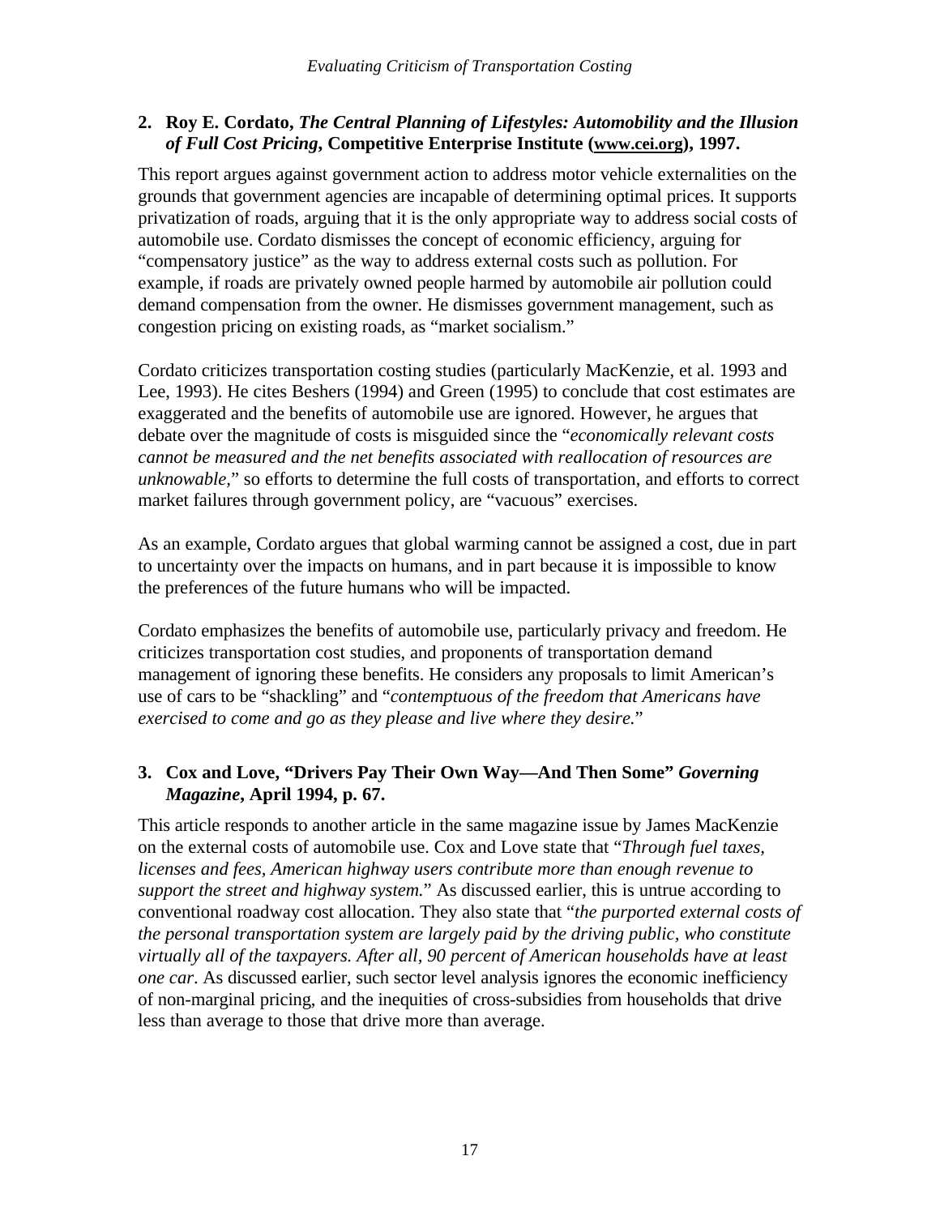**2. Roy E. Cordato, *The Central Planning of Lifestyles: Automobility and the Illusion of Full Cost Pricing*, Competitive Enterprise Institute (www.cei.org), 1997.**

This report argues against government action to address motor vehicle externalities on the grounds that government agencies are incapable of determining optimal prices. It supports privatization of roads, arguing that it is the only appropriate way to address social costs of automobile use. Cordato dismisses the concept of economic efficiency, arguing for "compensatory justice" as the way to address external costs such as pollution. For example, if roads are privately owned people harmed by automobile air pollution could demand compensation from the owner. He dismisses government management, such as congestion pricing on existing roads, as "market socialism."

Cordato criticizes transportation costing studies (particularly MacKenzie, et al. 1993 and Lee, 1993). He cites Beshers (1994) and Green (1995) to conclude that cost estimates are exaggerated and the benefits of automobile use are ignored. However, he argues that debate over the magnitude of costs is misguided since the "*economically relevant costs cannot be measured and the net benefits associated with reallocation of resources are unknowable*," so efforts to determine the full costs of transportation, and efforts to correct market failures through government policy, are "vacuous" exercises.

As an example, Cordato argues that global warming cannot be assigned a cost, due in part to uncertainty over the impacts on humans, and in part because it is impossible to know the preferences of the future humans who will be impacted.

Cordato emphasizes the benefits of automobile use, particularly privacy and freedom. He criticizes transportation cost studies, and proponents of transportation demand management of ignoring these benefits. He considers any proposals to limit American's use of cars to be "shackling" and "*contemptuous of the freedom that Americans have exercised to come and go as they please and live where they desire.*"

**3. Cox and Love, "Drivers Pay Their Own Way—And Then Some" *Governing Magazine*, April 1994, p. 67.**

This article responds to another article in the same magazine issue by James MacKenzie on the external costs of automobile use. Cox and Love state that "*Through fuel taxes, licenses and fees, American highway users contribute more than enough revenue to support the street and highway system.*" As discussed earlier, this is untrue according to conventional roadway cost allocation. They also state that "*the purported external costs of the personal transportation system are largely paid by the driving public, who constitute virtually all of the taxpayers. After all, 90 percent of American households have at least one car*. As discussed earlier, such sector level analysis ignores the economic inefficiency of non-marginal pricing, and the inequities of cross-subsidies from households that drive less than average to those that drive more than average.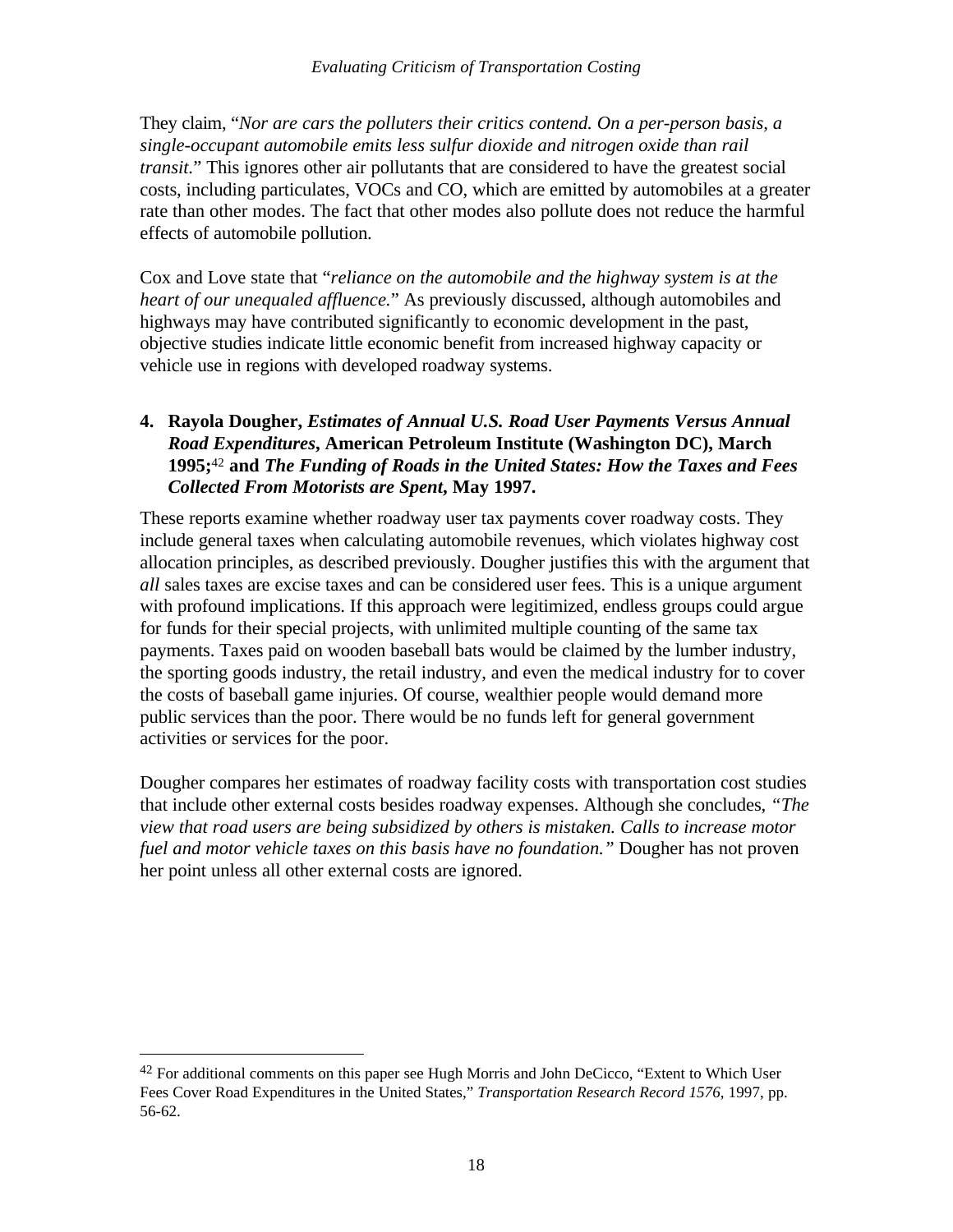They claim, "*Nor are cars the polluters their critics contend. On a per-person basis, a single-occupant automobile emits less sulfur dioxide and nitrogen oxide than rail transit*." This ignores other air pollutants that are considered to have the greatest social costs, including particulates, VOCs and CO, which are emitted by automobiles at a greater rate than other modes. The fact that other modes also pollute does not reduce the harmful effects of automobile pollution.

Cox and Love state that "*reliance on the automobile and the highway system is at the heart of our unequaled affluence.*" As previously discussed, although automobiles and highways may have contributed significantly to economic development in the past, objective studies indicate little economic benefit from increased highway capacity or vehicle use in regions with developed roadway systems.

### 4. Rayola Dougher, *Estimates of Annual U.S. Road User Payments Versus Annual Road Expenditures*, American Petroleum Institute (Washington DC), March 1995;[42] and *The Funding of Roads in the United States: How the Taxes and Fees Collected From Motorists are Spent*, May 1997.

These reports examine whether roadway user tax payments cover roadway costs. They include general taxes when calculating automobile revenues, which violates highway cost allocation principles, as described previously. Dougher justifies this with the argument that *all* sales taxes are excise taxes and can be considered user fees. This is a unique argument with profound implications. If this approach were legitimized, endless groups could argue for funds for their special projects, with unlimited multiple counting of the same tax payments. Taxes paid on wooden baseball bats would be claimed by the lumber industry, the sporting goods industry, the retail industry, and even the medical industry for to cover the costs of baseball game injuries. Of course, wealthier people would demand more public services than the poor. There would be no funds left for general government activities or services for the poor.

Dougher compares her estimates of roadway facility costs with transportation cost studies that include other external costs besides roadway expenses. Although she concludes, *"The view that road users are being subsidized by others is mistaken. Calls to increase motor fuel and motor vehicle taxes on this basis have no foundation."* Dougher has not proven her point unless all other external costs are ignored.

---

[42] For additional comments on this paper see Hugh Morris and John DeCicco, "Extent to Which User Fees Cover Road Expenditures in the United States," *Transportation Research Record 1576*, 1997, pp. 56-62.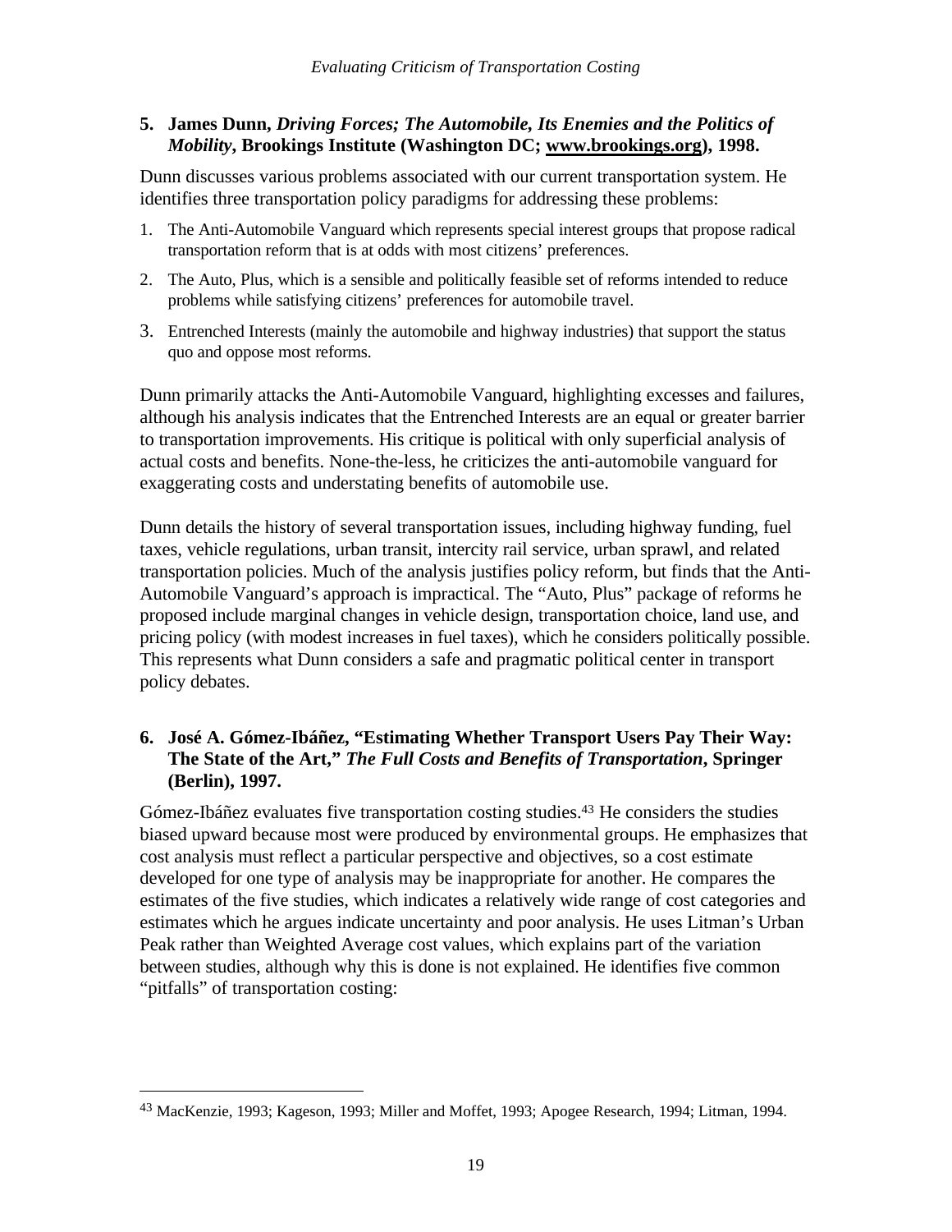**5. James Dunn, *Driving Forces; The Automobile, Its Enemies and the Politics of Mobility*, Brookings Institute (Washington DC; www.brookings.org), 1998.**

Dunn discusses various problems associated with our current transportation system. He identifies three transportation policy paradigms for addressing these problems:

1. The Anti-Automobile Vanguard which represents special interest groups that propose radical transportation reform that is at odds with most citizens' preferences.
2. The Auto, Plus, which is a sensible and politically feasible set of reforms intended to reduce problems while satisfying citizens' preferences for automobile travel.
3. Entrenched Interests (mainly the automobile and highway industries) that support the status quo and oppose most reforms.

Dunn primarily attacks the Anti-Automobile Vanguard, highlighting excesses and failures, although his analysis indicates that the Entrenched Interests are an equal or greater barrier to transportation improvements. His critique is political with only superficial analysis of actual costs and benefits. None-the-less, he criticizes the anti-automobile vanguard for exaggerating costs and understating benefits of automobile use.

Dunn details the history of several transportation issues, including highway funding, fuel taxes, vehicle regulations, urban transit, intercity rail service, urban sprawl, and related transportation policies. Much of the analysis justifies policy reform, but finds that the Anti-Automobile Vanguard's approach is impractical. The "Auto, Plus" package of reforms he proposed include marginal changes in vehicle design, transportation choice, land use, and pricing policy (with modest increases in fuel taxes), which he considers politically possible. This represents what Dunn considers a safe and pragmatic political center in transport policy debates.

**6. José A. Gómez-Ibáñez, "Estimating Whether Transport Users Pay Their Way: The State of the Art," *The Full Costs and Benefits of Transportation*, Springer (Berlin), 1997.**

Gómez-Ibáñez evaluates five transportation costing studies.[43] He considers the studies biased upward because most were produced by environmental groups. He emphasizes that cost analysis must reflect a particular perspective and objectives, so a cost estimate developed for one type of analysis may be inappropriate for another. He compares the estimates of the five studies, which indicates a relatively wide range of cost categories and estimates which he argues indicate uncertainty and poor analysis. He uses Litman's Urban Peak rather than Weighted Average cost values, which explains part of the variation between studies, although why this is done is not explained. He identifies five common "pitfalls" of transportation costing:

---

[43] MacKenzie, 1993; Kageson, 1993; Miller and Moffet, 1993; Apogee Research, 1994; Litman, 1994.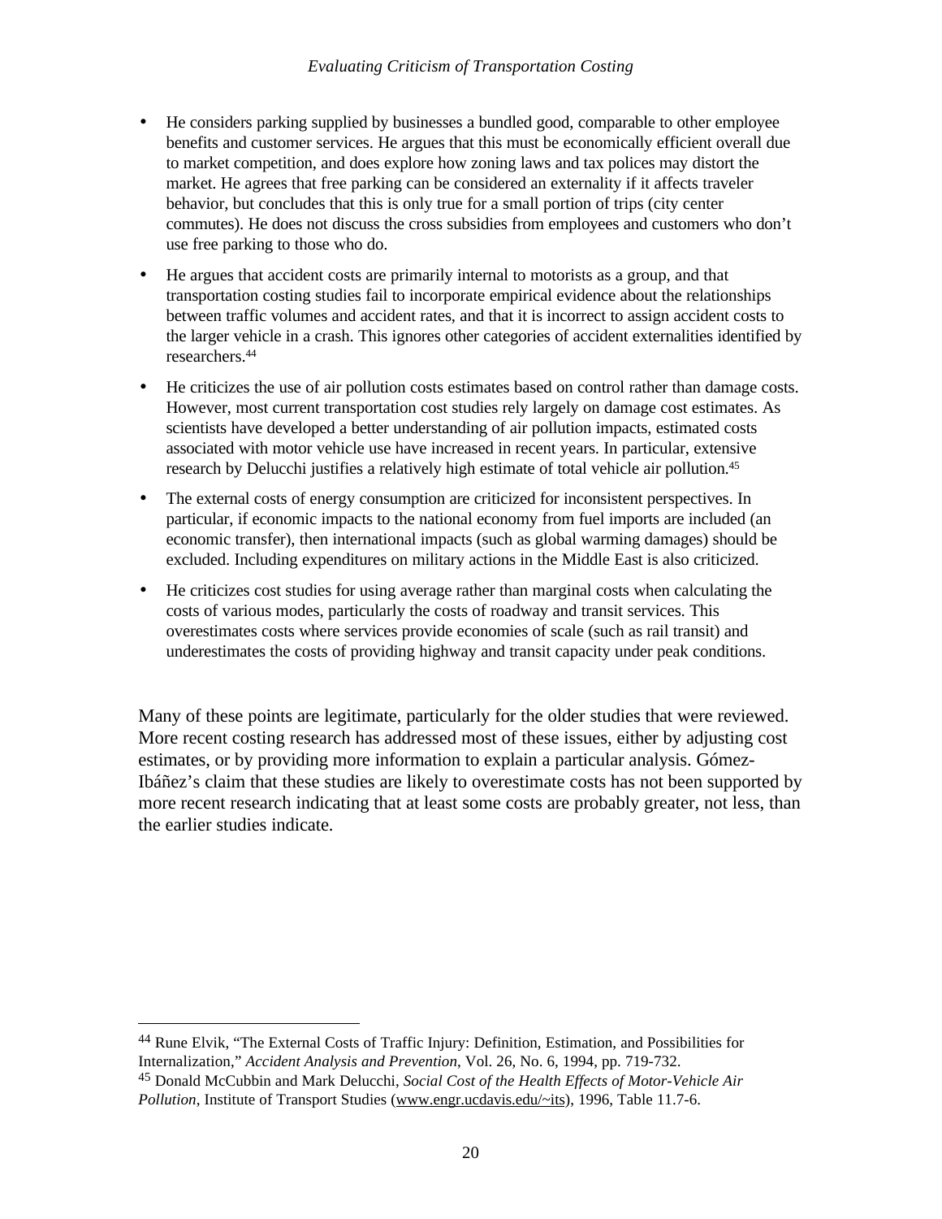- He considers parking supplied by businesses a bundled good, comparable to other employee benefits and customer services. He argues that this must be economically efficient overall due to market competition, and does explore how zoning laws and tax polices may distort the market. He agrees that free parking can be considered an externality if it affects traveler behavior, but concludes that this is only true for a small portion of trips (city center commutes). He does not discuss the cross subsidies from employees and customers who don't use free parking to those who do.
- He argues that accident costs are primarily internal to motorists as a group, and that transportation costing studies fail to incorporate empirical evidence about the relationships between traffic volumes and accident rates, and that it is incorrect to assign accident costs to the larger vehicle in a crash. This ignores other categories of accident externalities identified by researchers.[44]
- He criticizes the use of air pollution costs estimates based on control rather than damage costs. However, most current transportation cost studies rely largely on damage cost estimates. As scientists have developed a better understanding of air pollution impacts, estimated costs associated with motor vehicle use have increased in recent years. In particular, extensive research by Delucchi justifies a relatively high estimate of total vehicle air pollution.[45]
- The external costs of energy consumption are criticized for inconsistent perspectives. In particular, if economic impacts to the national economy from fuel imports are included (an economic transfer), then international impacts (such as global warming damages) should be excluded. Including expenditures on military actions in the Middle East is also criticized.
- He criticizes cost studies for using average rather than marginal costs when calculating the costs of various modes, particularly the costs of roadway and transit services. This overestimates costs where services provide economies of scale (such as rail transit) and underestimates the costs of providing highway and transit capacity under peak conditions.

Many of these points are legitimate, particularly for the older studies that were reviewed. More recent costing research has addressed most of these issues, either by adjusting cost estimates, or by providing more information to explain a particular analysis. Gómez-Ibáñez's claim that these studies are likely to overestimate costs has not been supported by more recent research indicating that at least some costs are probably greater, not less, than the earlier studies indicate.

---

[44] Rune Elvik, "The External Costs of Traffic Injury: Definition, Estimation, and Possibilities for Internalization," *Accident Analysis and Prevention*, Vol. 26, No. 6, 1994, pp. 719-732.

[45] Donald McCubbin and Mark Delucchi, *Social Cost of the Health Effects of Motor-Vehicle Air Pollution*, Institute of Transport Studies (www.engr.ucdavis.edu/~its), 1996, Table 11.7-6.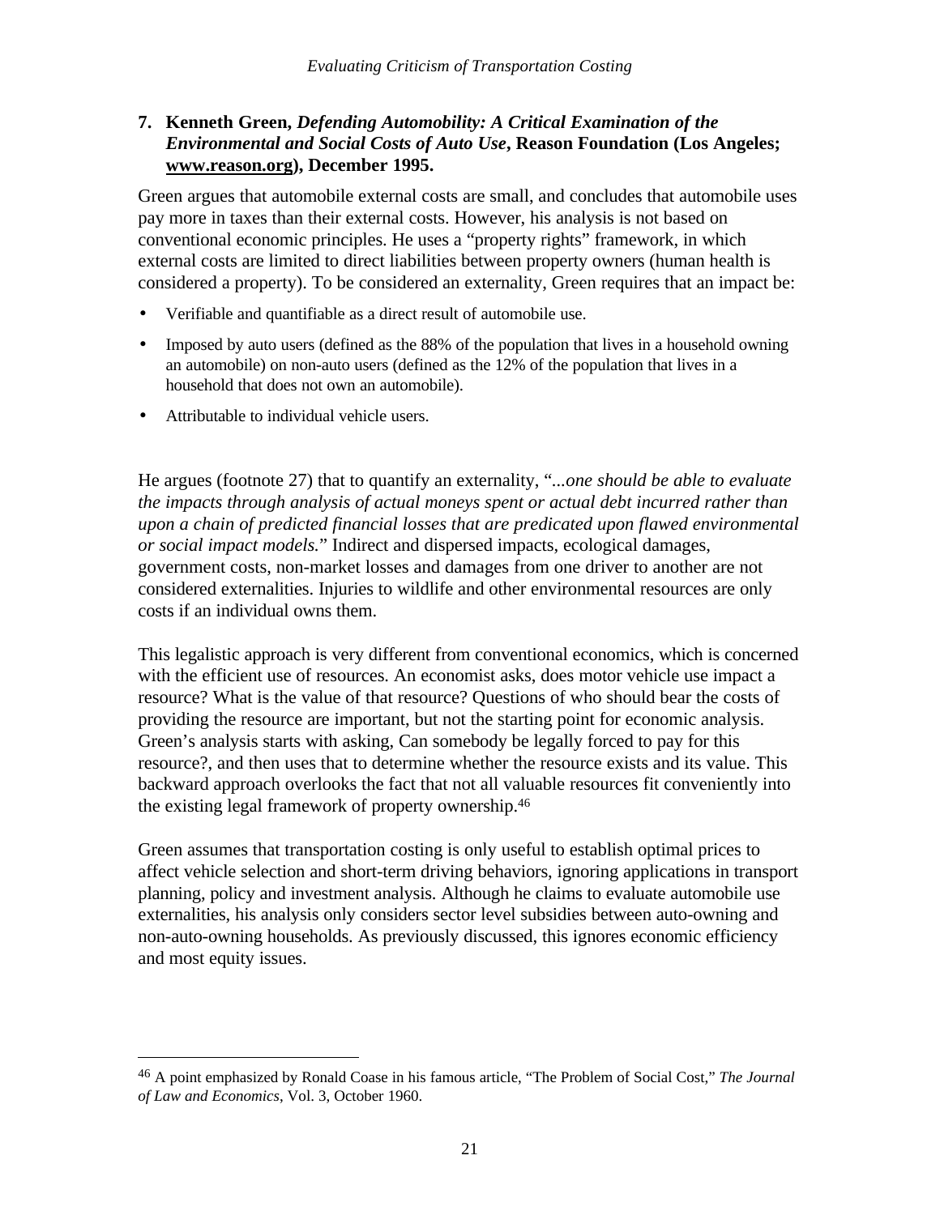### 7. Kenneth Green, *Defending Automobility: A Critical Examination of the Environmental and Social Costs of Auto Use*, Reason Foundation (Los Angeles; www.reason.org), December 1995.

Green argues that automobile external costs are small, and concludes that automobile uses pay more in taxes than their external costs. However, his analysis is not based on conventional economic principles. He uses a "property rights" framework, in which external costs are limited to direct liabilities between property owners (human health is considered a property). To be considered an externality, Green requires that an impact be:

- Verifiable and quantifiable as a direct result of automobile use.
- Imposed by auto users (defined as the 88% of the population that lives in a household owning an automobile) on non-auto users (defined as the 12% of the population that lives in a household that does not own an automobile).
- Attributable to individual vehicle users.

He argues (footnote 27) that to quantify an externality, "*...one should be able to evaluate the impacts through analysis of actual moneys spent or actual debt incurred rather than upon a chain of predicted financial losses that are predicated upon flawed environmental or social impact models.*" Indirect and dispersed impacts, ecological damages, government costs, non-market losses and damages from one driver to another are not considered externalities. Injuries to wildlife and other environmental resources are only costs if an individual owns them.

This legalistic approach is very different from conventional economics, which is concerned with the efficient use of resources. An economist asks, does motor vehicle use impact a resource? What is the value of that resource? Questions of who should bear the costs of providing the resource are important, but not the starting point for economic analysis. Green's analysis starts with asking, Can somebody be legally forced to pay for this resource?, and then uses that to determine whether the resource exists and its value. This backward approach overlooks the fact that not all valuable resources fit conveniently into the existing legal framework of property ownership.[46]

Green assumes that transportation costing is only useful to establish optimal prices to affect vehicle selection and short-term driving behaviors, ignoring applications in transport planning, policy and investment analysis. Although he claims to evaluate automobile use externalities, his analysis only considers sector level subsidies between auto-owning and non-auto-owning households. As previously discussed, this ignores economic efficiency and most equity issues.

---

[46] A point emphasized by Ronald Coase in his famous article, "The Problem of Social Cost," *The Journal of Law and Economics*, Vol. 3, October 1960.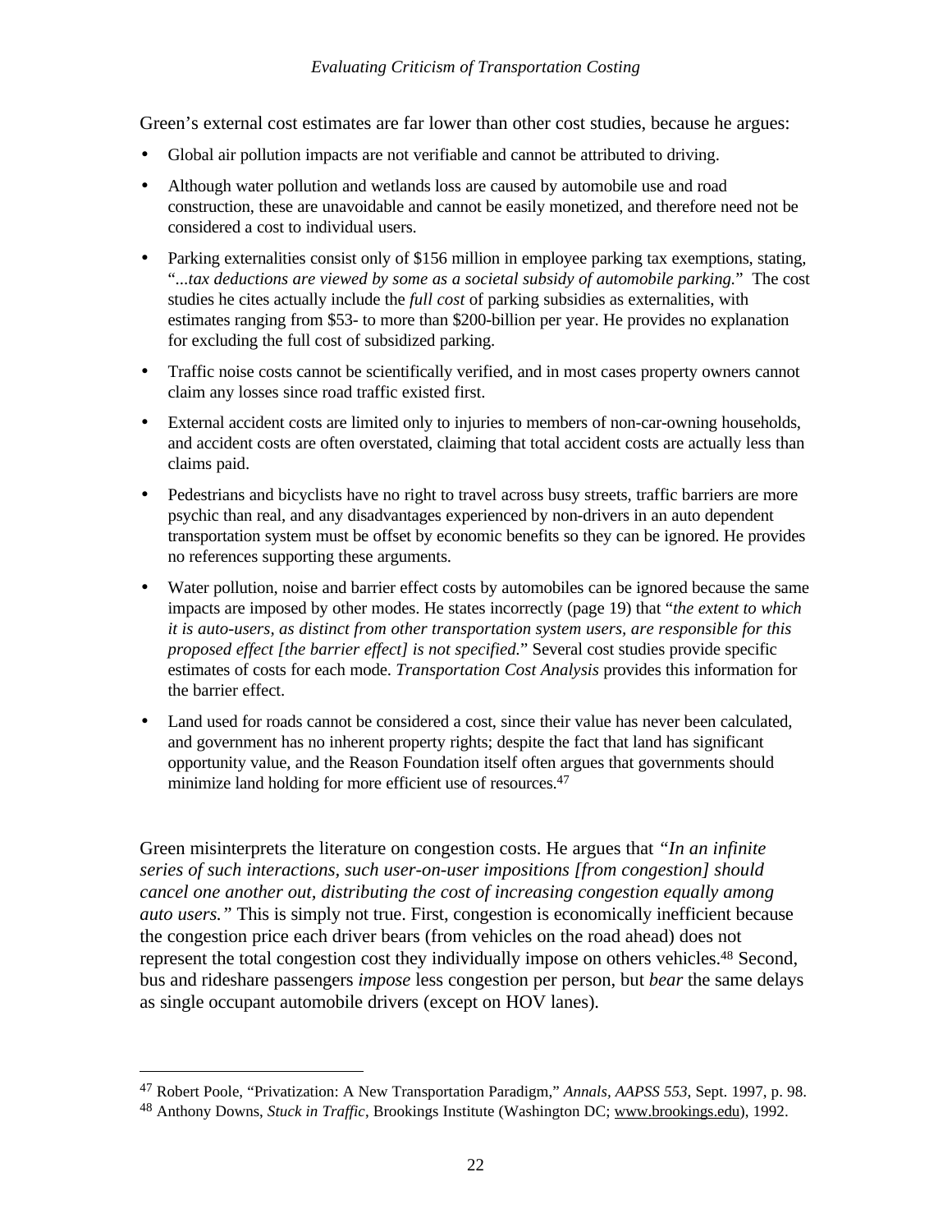Green's external cost estimates are far lower than other cost studies, because he argues:

- Global air pollution impacts are not verifiable and cannot be attributed to driving.
- Although water pollution and wetlands loss are caused by automobile use and road construction, these are unavoidable and cannot be easily monetized, and therefore need not be considered a cost to individual users.
- Parking externalities consist only of $156 million in employee parking tax exemptions, stating, "*...tax deductions are viewed by some as a societal subsidy of automobile parking.*" The cost studies he cites actually include the *full cost* of parking subsidies as externalities, with estimates ranging from $53- to more than $200-billion per year. He provides no explanation for excluding the full cost of subsidized parking.
- Traffic noise costs cannot be scientifically verified, and in most cases property owners cannot claim any losses since road traffic existed first.
- External accident costs are limited only to injuries to members of non-car-owning households, and accident costs are often overstated, claiming that total accident costs are actually less than claims paid.
- Pedestrians and bicyclists have no right to travel across busy streets, traffic barriers are more psychic than real, and any disadvantages experienced by non-drivers in an auto dependent transportation system must be offset by economic benefits so they can be ignored. He provides no references supporting these arguments.
- Water pollution, noise and barrier effect costs by automobiles can be ignored because the same impacts are imposed by other modes. He states incorrectly (page 19) that "*the extent to which it is auto-users, as distinct from other transportation system users, are responsible for this proposed effect [the barrier effect] is not specified.*" Several cost studies provide specific estimates of costs for each mode. *Transportation Cost Analysis* provides this information for the barrier effect.
- Land used for roads cannot be considered a cost, since their value has never been calculated, and government has no inherent property rights; despite the fact that land has significant opportunity value, and the Reason Foundation itself often argues that governments should minimize land holding for more efficient use of resources.[47]

Green misinterprets the literature on congestion costs. He argues that *"In an infinite series of such interactions, such user-on-user impositions [from congestion] should cancel one another out, distributing the cost of increasing congestion equally among auto users."* This is simply not true. First, congestion is economically inefficient because the congestion price each driver bears (from vehicles on the road ahead) does not represent the total congestion cost they individually impose on others vehicles.[48] Second, bus and rideshare passengers *impose* less congestion per person, but *bear* the same delays as single occupant automobile drivers (except on HOV lanes).

---

[47] Robert Poole, "Privatization: A New Transportation Paradigm," *Annals, AAPSS 553*, Sept. 1997, p. 98.

[48] Anthony Downs, *Stuck in Traffic*, Brookings Institute (Washington DC; www.brookings.edu), 1992.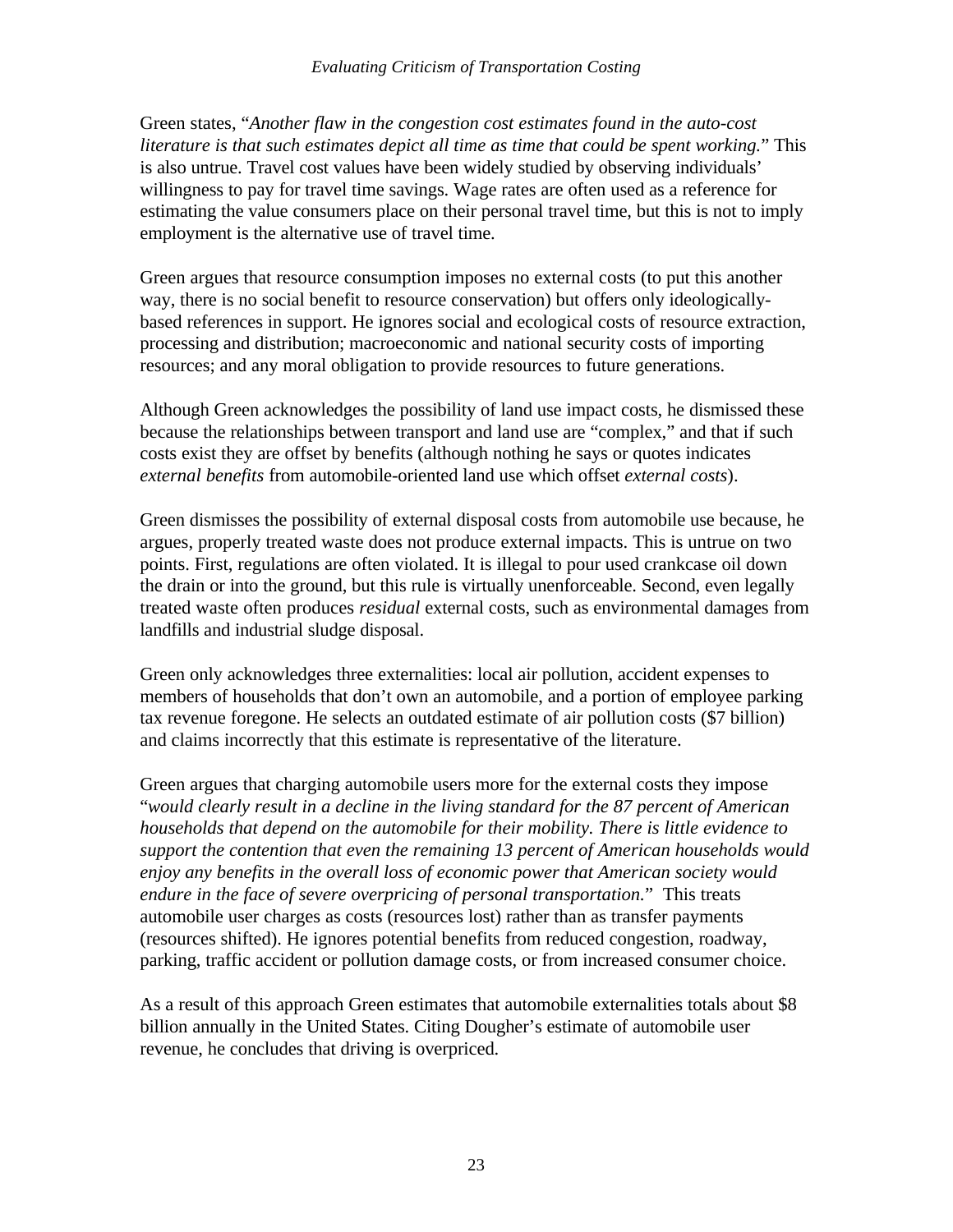Green states, "*Another flaw in the congestion cost estimates found in the auto-cost literature is that such estimates depict all time as time that could be spent working.*" This is also untrue. Travel cost values have been widely studied by observing individuals' willingness to pay for travel time savings. Wage rates are often used as a reference for estimating the value consumers place on their personal travel time, but this is not to imply employment is the alternative use of travel time.

Green argues that resource consumption imposes no external costs (to put this another way, there is no social benefit to resource conservation) but offers only ideologically-based references in support. He ignores social and ecological costs of resource extraction, processing and distribution; macroeconomic and national security costs of importing resources; and any moral obligation to provide resources to future generations.

Although Green acknowledges the possibility of land use impact costs, he dismissed these because the relationships between transport and land use are "complex," and that if such costs exist they are offset by benefits (although nothing he says or quotes indicates *external benefits* from automobile-oriented land use which offset *external costs*).

Green dismisses the possibility of external disposal costs from automobile use because, he argues, properly treated waste does not produce external impacts. This is untrue on two points. First, regulations are often violated. It is illegal to pour used crankcase oil down the drain or into the ground, but this rule is virtually unenforceable. Second, even legally treated waste often produces *residual* external costs, such as environmental damages from landfills and industrial sludge disposal.

Green only acknowledges three externalities: local air pollution, accident expenses to members of households that don't own an automobile, and a portion of employee parking tax revenue foregone. He selects an outdated estimate of air pollution costs ($7 billion) and claims incorrectly that this estimate is representative of the literature.

Green argues that charging automobile users more for the external costs they impose "*would clearly result in a decline in the living standard for the 87 percent of American households that depend on the automobile for their mobility. There is little evidence to support the contention that even the remaining 13 percent of American households would enjoy any benefits in the overall loss of economic power that American society would endure in the face of severe overpricing of personal transportation.*" This treats automobile user charges as costs (resources lost) rather than as transfer payments (resources shifted). He ignores potential benefits from reduced congestion, roadway, parking, traffic accident or pollution damage costs, or from increased consumer choice.

As a result of this approach Green estimates that automobile externalities totals about $8 billion annually in the United States. Citing Dougher's estimate of automobile user revenue, he concludes that driving is overpriced.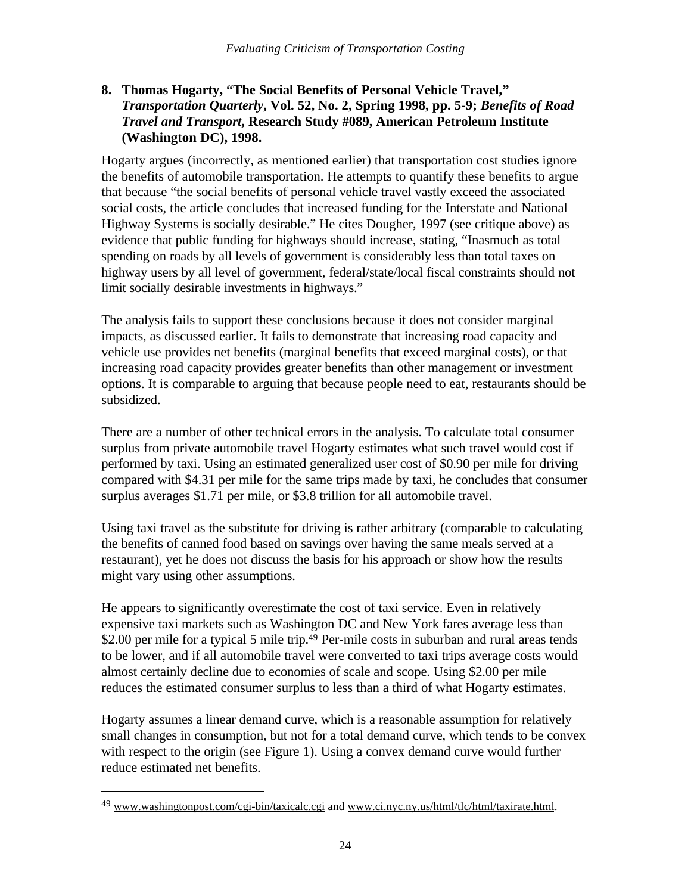**8. Thomas Hogarty, "The Social Benefits of Personal Vehicle Travel," *Transportation Quarterly*, Vol. 52, No. 2, Spring 1998, pp. 5-9; *Benefits of Road Travel and Transport*, Research Study #089, American Petroleum Institute (Washington DC), 1998.**

Hogarty argues (incorrectly, as mentioned earlier) that transportation cost studies ignore the benefits of automobile transportation. He attempts to quantify these benefits to argue that because "the social benefits of personal vehicle travel vastly exceed the associated social costs, the article concludes that increased funding for the Interstate and National Highway Systems is socially desirable." He cites Dougher, 1997 (see critique above) as evidence that public funding for highways should increase, stating, "Inasmuch as total spending on roads by all levels of government is considerably less than total taxes on highway users by all level of government, federal/state/local fiscal constraints should not limit socially desirable investments in highways."

The analysis fails to support these conclusions because it does not consider marginal impacts, as discussed earlier. It fails to demonstrate that increasing road capacity and vehicle use provides net benefits (marginal benefits that exceed marginal costs), or that increasing road capacity provides greater benefits than other management or investment options. It is comparable to arguing that because people need to eat, restaurants should be subsidized.

There are a number of other technical errors in the analysis. To calculate total consumer surplus from private automobile travel Hogarty estimates what such travel would cost if performed by taxi. Using an estimated generalized user cost of $0.90 per mile for driving compared with $4.31 per mile for the same trips made by taxi, he concludes that consumer surplus averages $1.71 per mile, or $3.8 trillion for all automobile travel.

Using taxi travel as the substitute for driving is rather arbitrary (comparable to calculating the benefits of canned food based on savings over having the same meals served at a restaurant), yet he does not discuss the basis for his approach or show how the results might vary using other assumptions.

He appears to significantly overestimate the cost of taxi service. Even in relatively expensive taxi markets such as Washington DC and New York fares average less than $2.00 per mile for a typical 5 mile trip.[49] Per-mile costs in suburban and rural areas tends to be lower, and if all automobile travel were converted to taxi trips average costs would almost certainly decline due to economies of scale and scope. Using $2.00 per mile reduces the estimated consumer surplus to less than a third of what Hogarty estimates.

Hogarty assumes a linear demand curve, which is a reasonable assumption for relatively small changes in consumption, but not for a total demand curve, which tends to be convex with respect to the origin (see Figure 1). Using a convex demand curve would further reduce estimated net benefits.

---

[49] www.washingtonpost.com/cgi-bin/taxicalc.cgi and www.ci.nyc.ny.us/html/tlc/html/taxirate.html.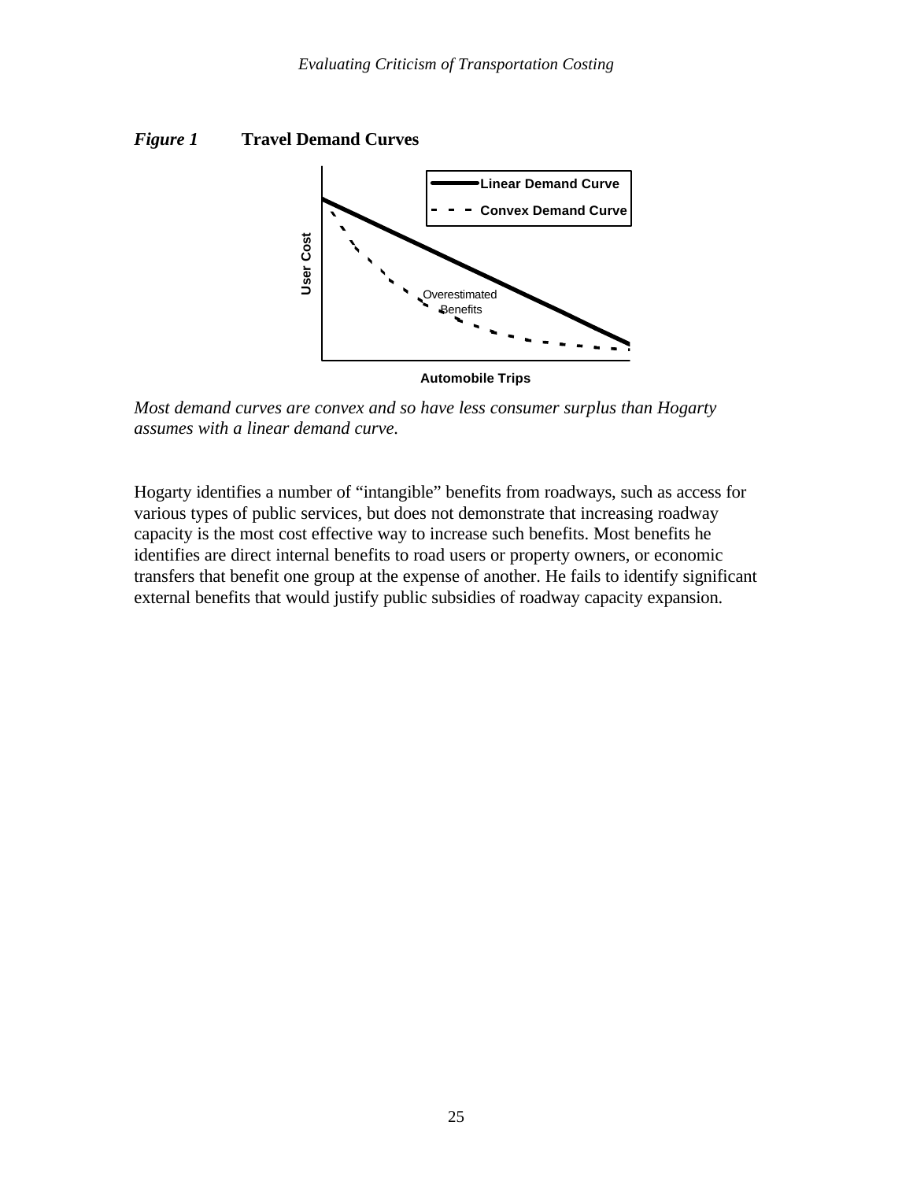***Figure 1*** **Travel Demand Curves**

*Most demand curves are convex and so have less consumer surplus than Hogarty assumes with a linear demand curve.*

Hogarty identifies a number of "intangible" benefits from roadways, such as access for various types of public services, but does not demonstrate that increasing roadway capacity is the most cost effective way to increase such benefits. Most benefits he identifies are direct internal benefits to road users or property owners, or economic transfers that benefit one group at the expense of another. He fails to identify significant external benefits that would justify public subsidies of roadway capacity expansion.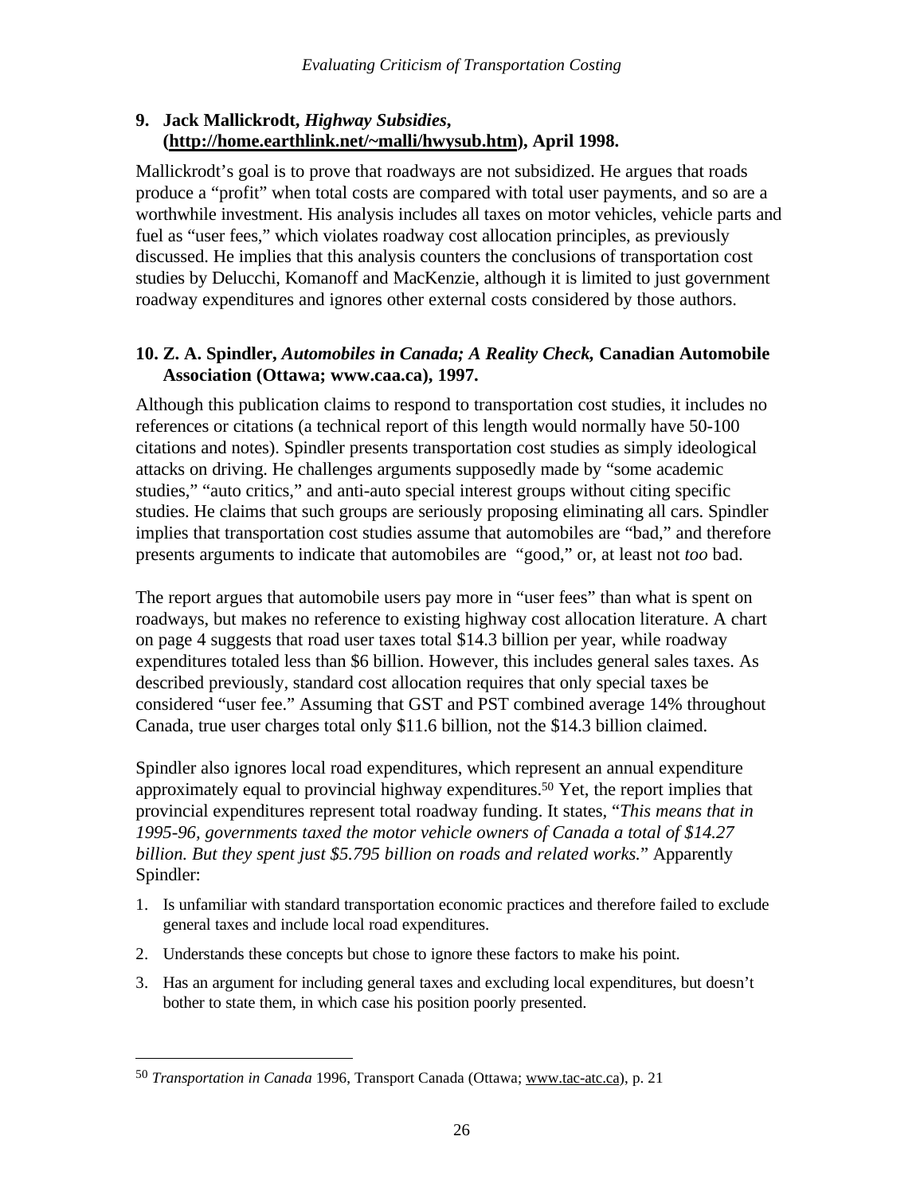### 9. Jack Mallickrodt, *Highway Subsidies*, (http://home.earthlink.net/~malli/hwysub.htm), April 1998.

Mallickrodt's goal is to prove that roadways are not subsidized. He argues that roads produce a "profit" when total costs are compared with total user payments, and so are a worthwhile investment. His analysis includes all taxes on motor vehicles, vehicle parts and fuel as "user fees," which violates roadway cost allocation principles, as previously discussed. He implies that this analysis counters the conclusions of transportation cost studies by Delucchi, Komanoff and MacKenzie, although it is limited to just government roadway expenditures and ignores other external costs considered by those authors.

### 10. Z. A. Spindler, *Automobiles in Canada; A Reality Check,* Canadian Automobile Association (Ottawa; www.caa.ca), 1997.

Although this publication claims to respond to transportation cost studies, it includes no references or citations (a technical report of this length would normally have 50-100 citations and notes). Spindler presents transportation cost studies as simply ideological attacks on driving. He challenges arguments supposedly made by "some academic studies," "auto critics," and anti-auto special interest groups without citing specific studies. He claims that such groups are seriously proposing eliminating all cars. Spindler implies that transportation cost studies assume that automobiles are "bad," and therefore presents arguments to indicate that automobiles are "good," or, at least not *too* bad.

The report argues that automobile users pay more in "user fees" than what is spent on roadways, but makes no reference to existing highway cost allocation literature. A chart on page 4 suggests that road user taxes total $14.3 billion per year, while roadway expenditures totaled less than $6 billion. However, this includes general sales taxes. As described previously, standard cost allocation requires that only special taxes be considered "user fee." Assuming that GST and PST combined average 14% throughout Canada, true user charges total only $11.6 billion, not the $14.3 billion claimed.

Spindler also ignores local road expenditures, which represent an annual expenditure approximately equal to provincial highway expenditures.[50] Yet, the report implies that provincial expenditures represent total roadway funding. It states, "*This means that in 1995-96, governments taxed the motor vehicle owners of Canada a total of $14.27 billion. But they spent just $5.795 billion on roads and related works.*" Apparently Spindler:

1. Is unfamiliar with standard transportation economic practices and therefore failed to exclude general taxes and include local road expenditures.
2. Understands these concepts but chose to ignore these factors to make his point.
3. Has an argument for including general taxes and excluding local expenditures, but doesn't bother to state them, in which case his position poorly presented.

---

[50] *Transportation in Canada* 1996, Transport Canada (Ottawa; www.tac-atc.ca), p. 21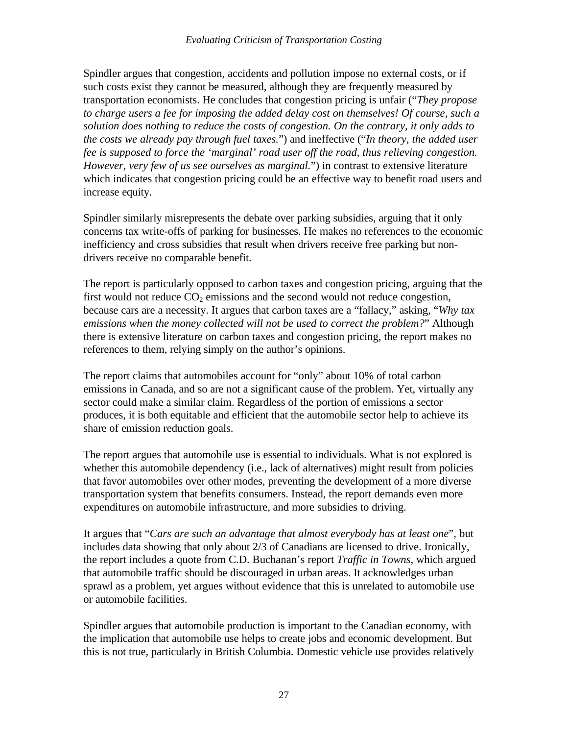Spindler argues that congestion, accidents and pollution impose no external costs, or if such costs exist they cannot be measured, although they are frequently measured by transportation economists. He concludes that congestion pricing is unfair ("*They propose to charge users a fee for imposing the added delay cost on themselves! Of course, such a solution does nothing to reduce the costs of congestion. On the contrary, it only adds to the costs we already pay through fuel taxes.*") and ineffective ("*In theory, the added user fee is supposed to force the 'marginal' road user off the road, thus relieving congestion. However, very few of us see ourselves as marginal.*") in contrast to extensive literature which indicates that congestion pricing could be an effective way to benefit road users and increase equity.

Spindler similarly misrepresents the debate over parking subsidies, arguing that it only concerns tax write-offs of parking for businesses. He makes no references to the economic inefficiency and cross subsidies that result when drivers receive free parking but non-drivers receive no comparable benefit.

The report is particularly opposed to carbon taxes and congestion pricing, arguing that the first would not reduce $CO_2$ emissions and the second would not reduce congestion, because cars are a necessity. It argues that carbon taxes are a "fallacy," asking, "*Why tax emissions when the money collected will not be used to correct the problem?*" Although there is extensive literature on carbon taxes and congestion pricing, the report makes no references to them, relying simply on the author's opinions.

The report claims that automobiles account for "only" about 10% of total carbon emissions in Canada, and so are not a significant cause of the problem. Yet, virtually any sector could make a similar claim. Regardless of the portion of emissions a sector produces, it is both equitable and efficient that the automobile sector help to achieve its share of emission reduction goals.

The report argues that automobile use is essential to individuals. What is not explored is whether this automobile dependency (i.e., lack of alternatives) might result from policies that favor automobiles over other modes, preventing the development of a more diverse transportation system that benefits consumers. Instead, the report demands even more expenditures on automobile infrastructure, and more subsidies to driving.

It argues that "*Cars are such an advantage that almost everybody has at least one*", but includes data showing that only about 2/3 of Canadians are licensed to drive. Ironically, the report includes a quote from C.D. Buchanan's report *Traffic in Towns*, which argued that automobile traffic should be discouraged in urban areas. It acknowledges urban sprawl as a problem, yet argues without evidence that this is unrelated to automobile use or automobile facilities.

Spindler argues that automobile production is important to the Canadian economy, with the implication that automobile use helps to create jobs and economic development. But this is not true, particularly in British Columbia. Domestic vehicle use provides relatively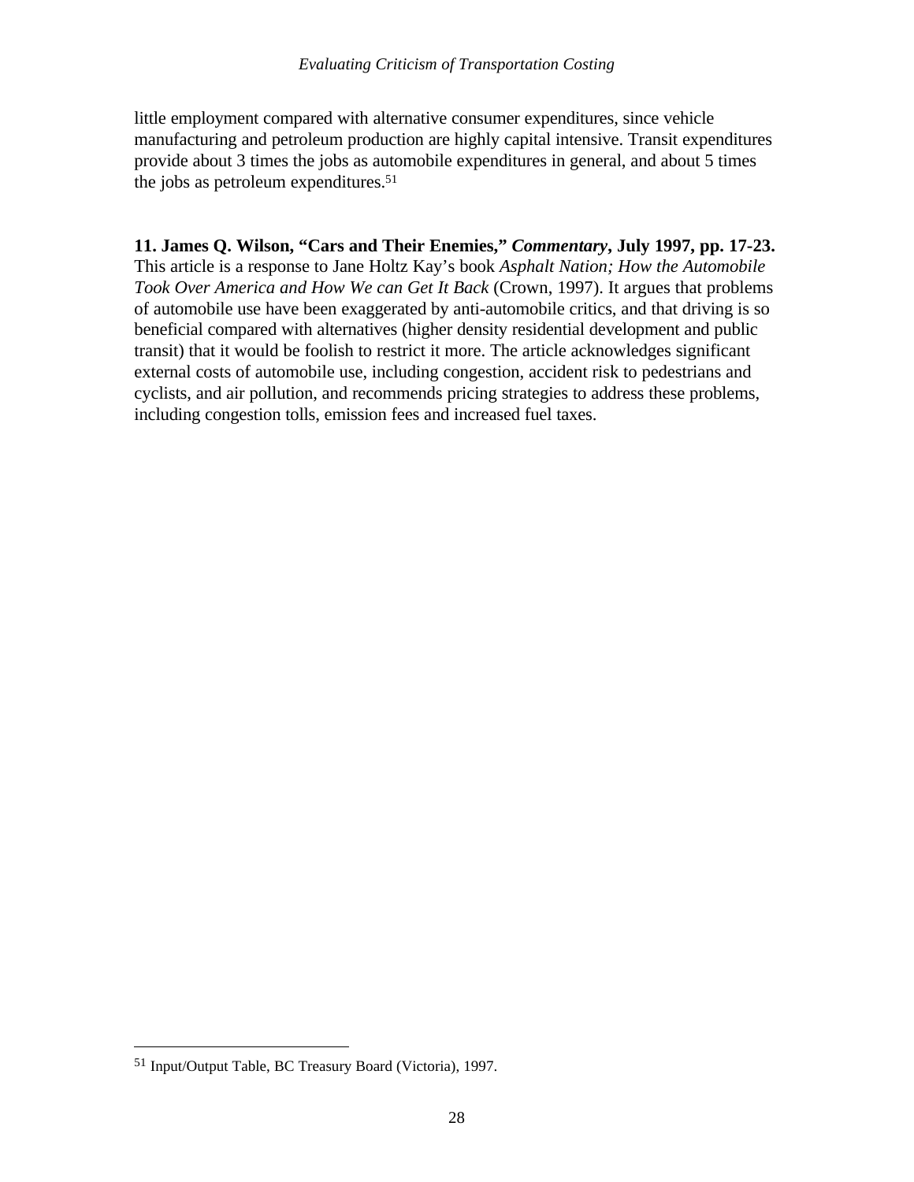little employment compared with alternative consumer expenditures, since vehicle manufacturing and petroleum production are highly capital intensive. Transit expenditures provide about 3 times the jobs as automobile expenditures in general, and about 5 times the jobs as petroleum expenditures.[51]

**11. James Q. Wilson, "Cars and Their Enemies,"** ***Commentary*****, July 1997, pp. 17-23.**
This article is a response to Jane Holtz Kay's book *Asphalt Nation; How the Automobile Took Over America and How We can Get It Back* (Crown, 1997). It argues that problems of automobile use have been exaggerated by anti-automobile critics, and that driving is so beneficial compared with alternatives (higher density residential development and public transit) that it would be foolish to restrict it more. The article acknowledges significant external costs of automobile use, including congestion, accident risk to pedestrians and cyclists, and air pollution, and recommends pricing strategies to address these problems, including congestion tolls, emission fees and increased fuel taxes.

---

[51] Input/Output Table, BC Treasury Board (Victoria), 1997.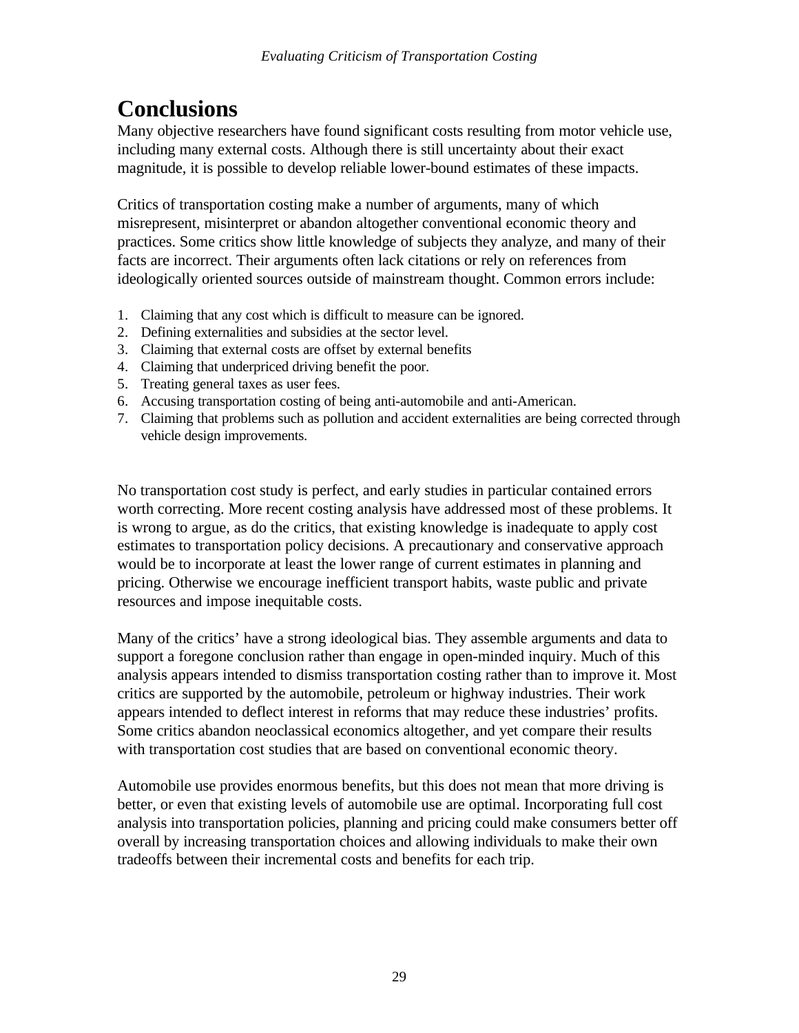# Conclusions

Many objective researchers have found significant costs resulting from motor vehicle use, including many external costs. Although there is still uncertainty about their exact magnitude, it is possible to develop reliable lower-bound estimates of these impacts.

Critics of transportation costing make a number of arguments, many of which misrepresent, misinterpret or abandon altogether conventional economic theory and practices. Some critics show little knowledge of subjects they analyze, and many of their facts are incorrect. Their arguments often lack citations or rely on references from ideologically oriented sources outside of mainstream thought. Common errors include:

1. Claiming that any cost which is difficult to measure can be ignored.
2. Defining externalities and subsidies at the sector level.
3. Claiming that external costs are offset by external benefits
4. Claiming that underpriced driving benefit the poor.
5. Treating general taxes as user fees.
6. Accusing transportation costing of being anti-automobile and anti-American.
7. Claiming that problems such as pollution and accident externalities are being corrected through vehicle design improvements.

No transportation cost study is perfect, and early studies in particular contained errors worth correcting. More recent costing analysis have addressed most of these problems. It is wrong to argue, as do the critics, that existing knowledge is inadequate to apply cost estimates to transportation policy decisions. A precautionary and conservative approach would be to incorporate at least the lower range of current estimates in planning and pricing. Otherwise we encourage inefficient transport habits, waste public and private resources and impose inequitable costs.

Many of the critics' have a strong ideological bias. They assemble arguments and data to support a foregone conclusion rather than engage in open-minded inquiry. Much of this analysis appears intended to dismiss transportation costing rather than to improve it. Most critics are supported by the automobile, petroleum or highway industries. Their work appears intended to deflect interest in reforms that may reduce these industries' profits. Some critics abandon neoclassical economics altogether, and yet compare their results with transportation cost studies that are based on conventional economic theory.

Automobile use provides enormous benefits, but this does not mean that more driving is better, or even that existing levels of automobile use are optimal. Incorporating full cost analysis into transportation policies, planning and pricing could make consumers better off overall by increasing transportation choices and allowing individuals to make their own tradeoffs between their incremental costs and benefits for each trip.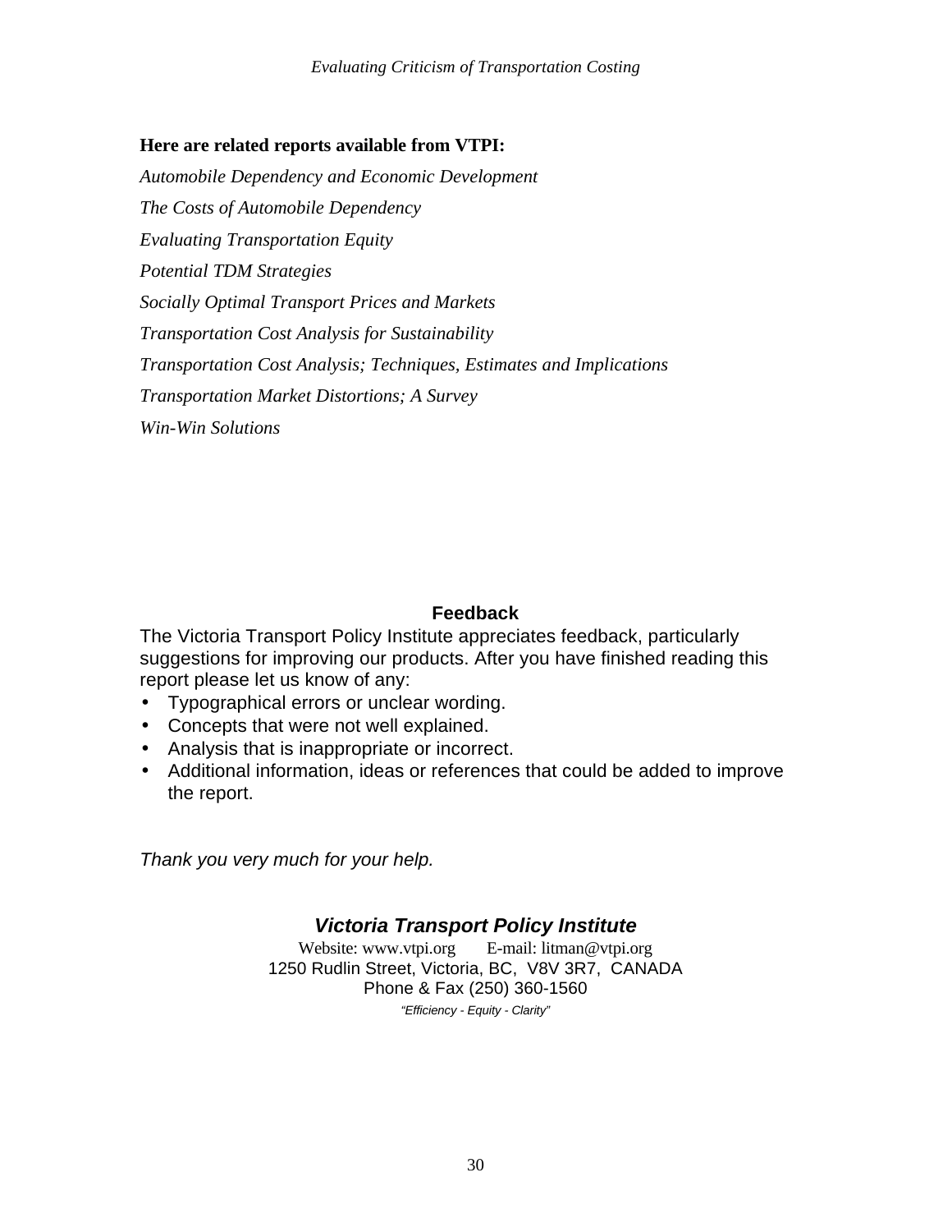**Here are related reports available from VTPI:**

*Automobile Dependency and Economic Development*

*The Costs of Automobile Dependency*

*Evaluating Transportation Equity*

*Potential TDM Strategies*

*Socially Optimal Transport Prices and Markets*

*Transportation Cost Analysis for Sustainability*

*Transportation Cost Analysis; Techniques, Estimates and Implications*

*Transportation Market Distortions; A Survey*

*Win-Win Solutions*

**Feedback**

The Victoria Transport Policy Institute appreciates feedback, particularly suggestions for improving our products. After you have finished reading this report please let us know of any:

- Typographical errors or unclear wording.
- Concepts that were not well explained.
- Analysis that is inappropriate or incorrect.
- Additional information, ideas or references that could be added to improve the report.

*Thank you very much for your help.*

***Victoria Transport Policy Institute***

Website: www.vtpi.org E-mail: litman@vtpi.org

1250 Rudlin Street, Victoria, BC, V8V 3R7, CANADA

Phone & Fax (250) 360-1560

*"Efficiency - Equity - Clarity"*